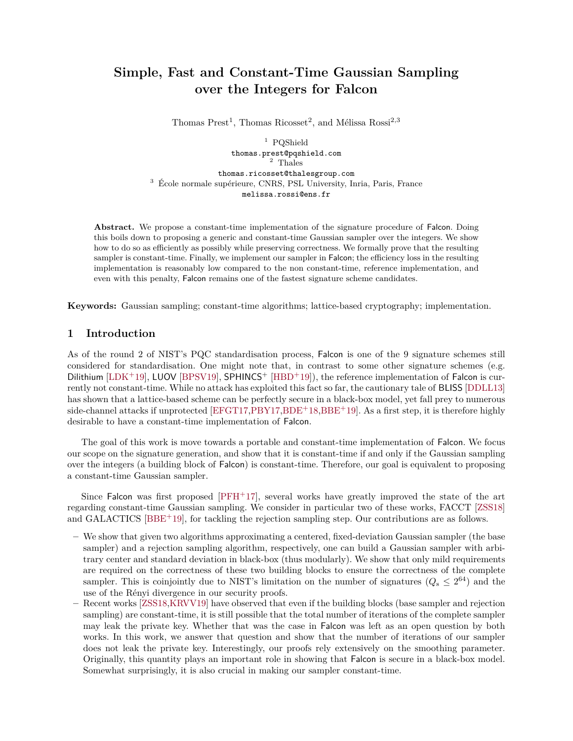# Simple, Fast and Constant-Time Gaussian Sampling over the Integers for Falcon

Thomas Prest[1], Thomas Ricosset[2], and Mélissa Rossi[2,3]

[1] PQShield
thomas.prest@pqshield.com
[2] Thales
thomas.ricosset@thalesgroup.com
[3] École normale supérieure, CNRS, PSL University, Inria, Paris, France
melissa.rossi@ens.fr

**Abstract.** We propose a constant-time implementation of the signature procedure of Falcon. Doing this boils down to proposing a generic and constant-time Gaussian sampler over the integers. We show how to do so as efficiently as possibly while preserving correctness. We formally prove that the resulting sampler is constant-time. Finally, we implement our sampler in Falcon; the efficiency loss in the resulting implementation is reasonably low compared to the non constant-time, reference implementation, and even with this penalty, Falcon remains one of the fastest signature scheme candidates.

**Keywords:** Gaussian sampling; constant-time algorithms; lattice-based cryptography; implementation.

## 1 Introduction

As of the round 2 of NIST's PQC standardisation process, Falcon is one of the 9 signature schemes still considered for standardisation. One might note that, in contrast to some other signature schemes (e.g. Dilithium [LDK+19], LUOV [BPSV19], SPHINCS+ [HBD+19]), the reference implementation of Falcon is currently not constant-time. While no attack has exploited this fact so far, the cautionary tale of BLISS [DDLL13] has shown that a lattice-based scheme can be perfectly secure in a black-box model, yet fall prey to numerous side-channel attacks if unprotected [EFGT17,PBY17,BDE+18,BBE+19]. As a first step, it is therefore highly desirable to have a constant-time implementation of Falcon.

The goal of this work is move towards a portable and constant-time implementation of Falcon. We focus our scope on the signature generation, and show that it is constant-time if and only if the Gaussian sampling over the integers (a building block of Falcon) is constant-time. Therefore, our goal is equivalent to proposing a constant-time Gaussian sampler.

Since Falcon was first proposed [PFH+17], several works have greatly improved the state of the art regarding constant-time Gaussian sampling. We consider in particular two of these works, FACCT [ZSS18] and GALACTICS [BBE+19], for tackling the rejection sampling step. Our contributions are as follows.

- We show that given two algorithms approximating a centered, fixed-deviation Gaussian sampler (the base sampler) and a rejection sampling algorithm, respectively, one can build a Gaussian sampler with arbitrary center and standard deviation in black-box (thus modularly). We show that only mild requirements are required on the correctness of these two building blocks to ensure the correctness of the complete sampler. This is coinjointly due to NIST's limitation on the number of signatures ($Q_s \leq 2^{64}$) and the use of the Rényi divergence in our security proofs.
- Recent works [ZSS18,KRVV19] have observed that even if the building blocks (base sampler and rejection sampling) are constant-time, it is still possible that the total number of iterations of the complete sampler may leak the private key. Whether that was the case in Falcon was left as an open question by both works. In this work, we answer that question and show that the number of iterations of our sampler does not leak the private key. Interestingly, our proofs rely extensively on the smoothing parameter. Originally, this quantity plays an important role in showing that Falcon is secure in a black-box model. Somewhat surprisingly, it is also crucial in making our sampler constant-time.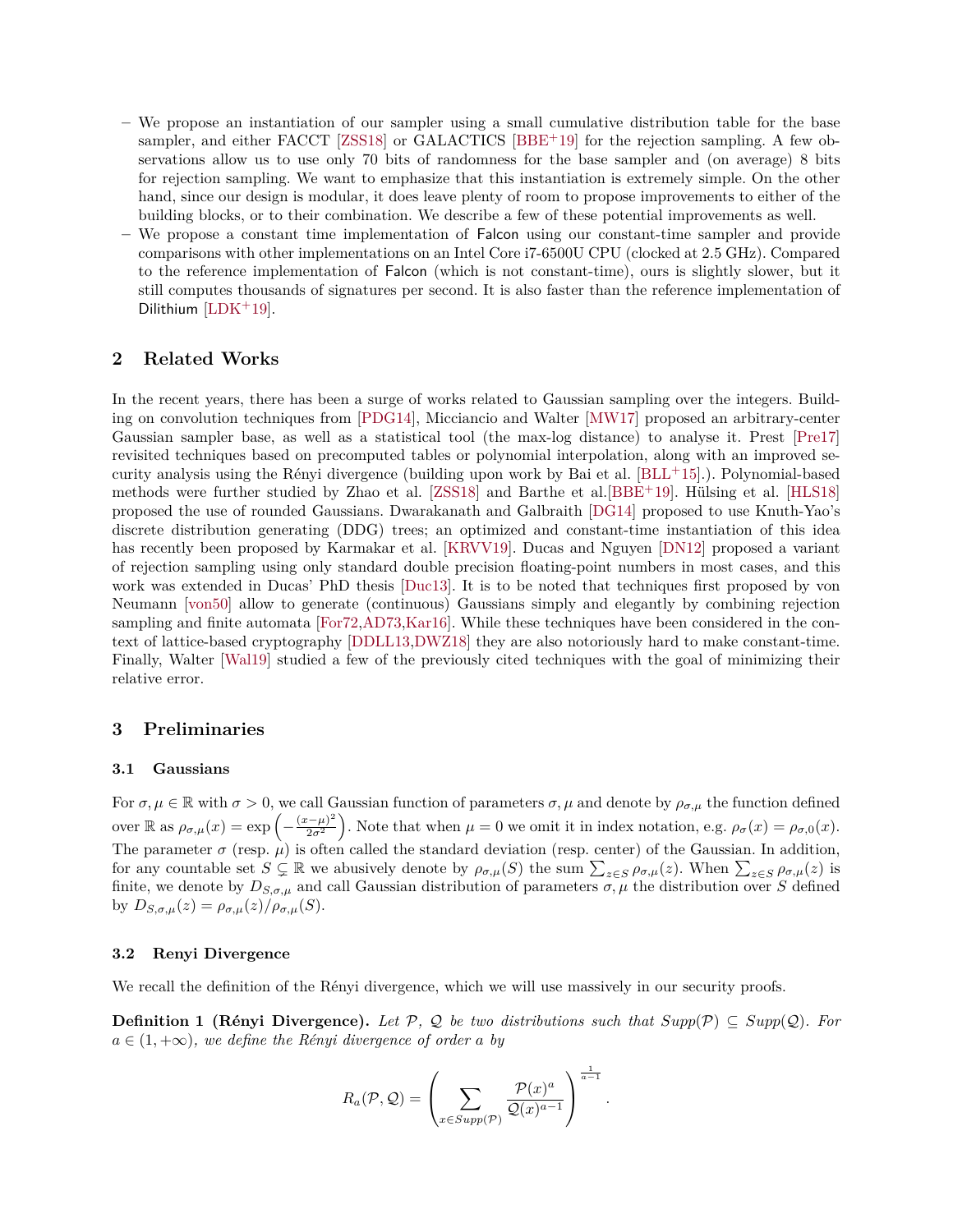- We propose an instantiation of our sampler using a small cumulative distribution table for the base sampler, and either FACCT [ZSS18] or GALACTICS [BBE+19] for the rejection sampling. A few observations allow us to use only 70 bits of randomness for the base sampler and (on average) 8 bits for rejection sampling. We want to emphasize that this instantiation is extremely simple. On the other hand, since our design is modular, it does leave plenty of room to propose improvements to either of the building blocks, or to their combination. We describe a few of these potential improvements as well.
- We propose a constant time implementation of Falcon using our constant-time sampler and provide comparisons with other implementations on an Intel Core i7-6500U CPU (clocked at 2.5 GHz). Compared to the reference implementation of Falcon (which is not constant-time), ours is slightly slower, but it still computes thousands of signatures per second. It is also faster than the reference implementation of Dilithium [LDK+19].

## 2 Related Works

In the recent years, there has been a surge of works related to Gaussian sampling over the integers. Building on convolution techniques from [PDG14], Micciancio and Walter [MW17] proposed an arbitrary-center Gaussian sampler base, as well as a statistical tool (the max-log distance) to analyse it. Prest [Pre17] revisited techniques based on precomputed tables or polynomial interpolation, along with an improved security analysis using the Rényi divergence (building upon work by Bai et al. [BLL+15].). Polynomial-based methods were further studied by Zhao et al. [ZSS18] and Barthe et al.[BBE+19]. Hülsing et al. [HLS18] proposed the use of rounded Gaussians. Dwarakanath and Galbraith [DG14] proposed to use Knuth-Yao's discrete distribution generating (DDG) trees; an optimized and constant-time instantiation of this idea has recently been proposed by Karmakar et al. [KRVV19]. Ducas and Nguyen [DN12] proposed a variant of rejection sampling using only standard double precision floating-point numbers in most cases, and this work was extended in Ducas' PhD thesis [Duc13]. It is to be noted that techniques first proposed by von Neumann [von50] allow to generate (continuous) Gaussians simply and elegantly by combining rejection sampling and finite automata [For72,AD73,Kar16]. While these techniques have been considered in the context of lattice-based cryptography [DDLL13,DWZ18] they are also notoriously hard to make constant-time. Finally, Walter [Wal19] studied a few of the previously cited techniques with the goal of minimizing their relative error.

## 3 Preliminaries

### 3.1 Gaussians

For $\sigma, \mu \in \mathbb{R}$ with $\sigma > 0$, we call Gaussian function of parameters $\sigma, \mu$ and denote by $\rho_{\sigma,\mu}$ the function defined over $\mathbb{R}$ as $\rho_{\sigma,\mu}(x) = \exp\left(-\frac{(x-\mu)^2}{2\sigma^2}\right)$. Note that when $\mu = 0$ we omit it in index notation, e.g. $\rho_\sigma(x) = \rho_{\sigma,0}(x)$. The parameter $\sigma$ (resp. $\mu$) is often called the standard deviation (resp. center) of the Gaussian. In addition, for any countable set $S \subsetneq \mathbb{R}$ we abusively denote by $\rho_{\sigma,\mu}(S)$ the sum $\sum_{z\in S}\rho_{\sigma,\mu}(z)$. When $\sum_{z\in S}\rho_{\sigma,\mu}(z)$ is finite, we denote by $D_{S,\sigma,\mu}$ and call Gaussian distribution of parameters $\sigma, \mu$ the distribution over $S$ defined by $D_{S,\sigma,\mu}(z) = \rho_{\sigma,\mu}(z)/\rho_{\sigma,\mu}(S)$.

### 3.2 Renyi Divergence

We recall the definition of the Rényi divergence, which we will use massively in our security proofs.

**Definition 1 (Rényi Divergence).** *Let $\mathcal{P}$, $\mathcal{Q}$ be two distributions such that $Supp(\mathcal{P}) \subseteq Supp(\mathcal{Q})$. For $a \in (1, +\infty)$, we define the Rényi divergence of order $a$ by*

$$R_a(\mathcal{P}, \mathcal{Q}) = \left(\sum_{x\in Supp(\mathcal{P})} \frac{\mathcal{P}(x)^a}{\mathcal{Q}(x)^{a-1}}\right)^{\frac{1}{a-1}}.$$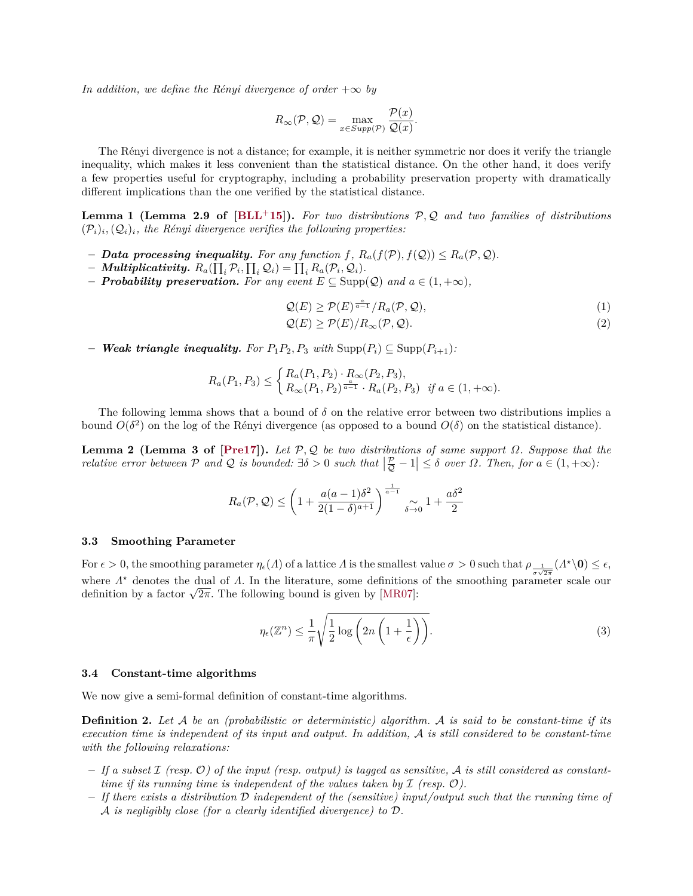*In addition, we define the Rényi divergence of order $+\infty$ by*

$$R_\infty(\mathcal{P}, \mathcal{Q}) = \max_{x \in Supp(\mathcal{P})} \frac{\mathcal{P}(x)}{\mathcal{Q}(x)}.$$

The Rényi divergence is not a distance; for example, it is neither symmetric nor does it verify the triangle inequality, which makes it less convenient than the statistical distance. On the other hand, it does verify a few properties useful for cryptography, including a probability preservation property with dramatically different implications than the one verified by the statistical distance.

**Lemma 1 (Lemma 2.9 of [BLL+15]).** *For two distributions $\mathcal{P}, \mathcal{Q}$ and two families of distributions $(\mathcal{P}_i)_i, (\mathcal{Q}_i)_i$, the Rényi divergence verifies the following properties:*

- ***Data processing inequality.*** *For any function $f$, $R_a(f(\mathcal{P}), f(\mathcal{Q})) \leq R_a(\mathcal{P}, \mathcal{Q})$.*
- ***Multiplicativity.*** *$R_a(\prod_i \mathcal{P}_i, \prod_i \mathcal{Q}_i) = \prod_i R_a(\mathcal{P}_i, \mathcal{Q}_i)$.*
- ***Probability preservation.*** *For any event $E \subseteq \mathrm{Supp}(\mathcal{Q})$ and $a \in (1, +\infty)$,*

$$\mathcal{Q}(E) \geq \mathcal{P}(E)^{\frac{a}{a-1}} / R_a(\mathcal{P}, \mathcal{Q}), \tag{1}$$

$$\mathcal{Q}(E) \geq \mathcal{P}(E) / R_\infty(\mathcal{P}, \mathcal{Q}). \tag{2}$$

- ***Weak triangle inequality.*** *For $P_1 P_2, P_3$ with $\mathrm{Supp}(P_i) \subseteq \mathrm{Supp}(P_{i+1})$:*

$$R_a(P_1, P_3) \leq \begin{cases} R_a(P_1, P_2) \cdot R_\infty(P_2, P_3), \\ R_\infty(P_1, P_2)^{\frac{a}{a-1}} \cdot R_a(P_2, P_3) & \text{if } a \in (1, +\infty). \end{cases}$$

The following lemma shows that a bound of $\delta$ on the relative error between two distributions implies a bound $O(\delta^2)$ on the log of the Rényi divergence (as opposed to a bound $O(\delta)$ on the statistical distance).

**Lemma 2 (Lemma 3 of [Pre17]).** *Let $\mathcal{P}, \mathcal{Q}$ be two distributions of same support $\Omega$. Suppose that the relative error between $\mathcal{P}$ and $\mathcal{Q}$ is bounded: $\exists \delta > 0$ such that $\left|\frac{\mathcal{P}}{\mathcal{Q}} - 1\right| \leq \delta$ over $\Omega$. Then, for $a \in (1, +\infty)$:*

$$R_a(\mathcal{P}, \mathcal{Q}) \leq \left(1 + \frac{a(a-1)\delta^2}{2(1-\delta)^{a+1}}\right)^{\frac{1}{a-1}} \underset{\delta \to 0}{\sim} 1 + \frac{a\delta^2}{2}$$

### 3.3 Smoothing Parameter

For $\epsilon > 0$, the smoothing parameter $\eta_\epsilon(\Lambda)$ of a lattice $\Lambda$ is the smallest value $\sigma > 0$ such that $\rho_{\frac{1}{\sigma\sqrt{2\pi}}}(\Lambda^\star \backslash \mathbf{0}) \leq \epsilon$, where $\Lambda^\star$ denotes the dual of $\Lambda$. In the literature, some definitions of the smoothing parameter scale our definition by a factor $\sqrt{2\pi}$. The following bound is given by [MR07]:

$$\eta_\epsilon(\mathbb{Z}^n) \leq \frac{1}{\pi}\sqrt{\frac{1}{2}\log\left(2n\left(1 + \frac{1}{\epsilon}\right)\right)}. \tag{3}$$

### 3.4 Constant-time algorithms

We now give a semi-formal definition of constant-time algorithms.

**Definition 2.** *Let $\mathcal{A}$ be an (probabilistic or deterministic) algorithm. $\mathcal{A}$ is said to be constant-time if its execution time is independent of its input and output. In addition, $\mathcal{A}$ is still considered to be constant-time with the following relaxations:*

- *If a subset $\mathcal{I}$ (resp. $\mathcal{O}$) of the input (resp. output) is tagged as sensitive, $\mathcal{A}$ is still considered as constant-time if its running time is independent of the values taken by $\mathcal{I}$ (resp. $\mathcal{O}$).*
- *If there exists a distribution $\mathcal{D}$ independent of the (sensitive) input/output such that the running time of $\mathcal{A}$ is negligibly close (for a clearly identified divergence) to $\mathcal{D}$.*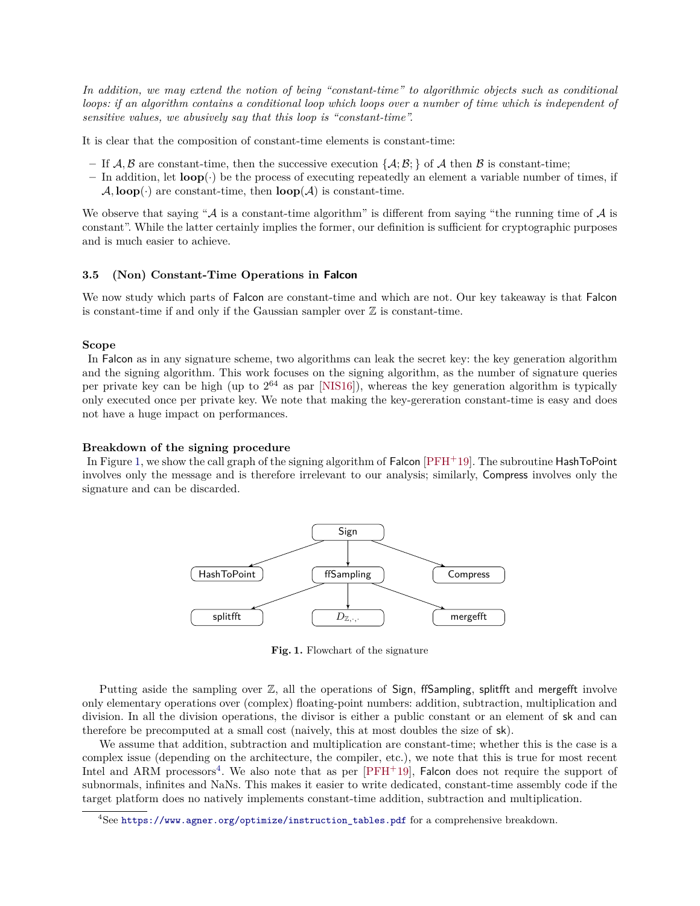*In addition, we may extend the notion of being "constant-time" to algorithmic objects such as conditional loops: if an algorithm contains a conditional loop which loops over a number of time which is independent of sensitive values, we abusively say that this loop is "constant-time".*

It is clear that the composition of constant-time elements is constant-time:

- If $\mathcal{A}, \mathcal{B}$ are constant-time, then the successive execution $\{\mathcal{A}; \mathcal{B};\}$ of $\mathcal{A}$ then $\mathcal{B}$ is constant-time;
- In addition, let $\mathbf{loop}(\cdot)$ be the process of executing repeatedly an element a variable number of times, if $\mathcal{A}, \mathbf{loop}(\cdot)$ are constant-time, then $\mathbf{loop}(\mathcal{A})$ is constant-time.

We observe that saying "$\mathcal{A}$ is a constant-time algorithm" is different from saying "the running time of $\mathcal{A}$ is constant". While the latter certainly implies the former, our definition is sufficient for cryptographic purposes and is much easier to achieve.

### 3.5 (Non) Constant-Time Operations in Falcon

We now study which parts of Falcon are constant-time and which are not. Our key takeaway is that Falcon is constant-time if and only if the Gaussian sampler over $\mathbb{Z}$ is constant-time.

**Scope**

In Falcon as in any signature scheme, two algorithms can leak the secret key: the key generation algorithm and the signing algorithm. This work focuses on the signing algorithm, as the number of signature queries per private key can be high (up to $2^{64}$ as par [NIS16]), whereas the key generation algorithm is typically only executed once per private key. We note that making the key-gereration constant-time is easy and does not have a huge impact on performances.

**Breakdown of the signing procedure**

In Figure 1, we show the call graph of the signing algorithm of Falcon [PFH+19]. The subroutine HashToPoint involves only the message and is therefore irrelevant to our analysis; similarly, Compress involves only the signature and can be discarded.

```
                 Sign
        /         |          \
HashToPoint   ffSampling    Compress
        /         |          \
   splitfft    D_{Z,·,·}    mergefft
```

**Fig. 1.** Flowchart of the signature

Putting aside the sampling over $\mathbb{Z}$, all the operations of Sign, ffSampling, splitfft and mergefft involve only elementary operations over (complex) floating-point numbers: addition, subtraction, multiplication and division. In all the division operations, the divisor is either a public constant or an element of sk and can therefore be precomputed at a small cost (naively, this at most doubles the size of sk).

We assume that addition, subtraction and multiplication are constant-time; whether this is the case is a complex issue (depending on the architecture, the compiler, etc.), we note that this is true for most recent Intel and ARM processors[4]. We also note that as per [PFH+19], Falcon does not require the support of subnormals, infinites and NaNs. This makes it easier to write dedicated, constant-time assembly code if the target platform does no natively implements constant-time addition, subtraction and multiplication.

[4] See https://www.agner.org/optimize/instruction_tables.pdf for a comprehensive breakdown.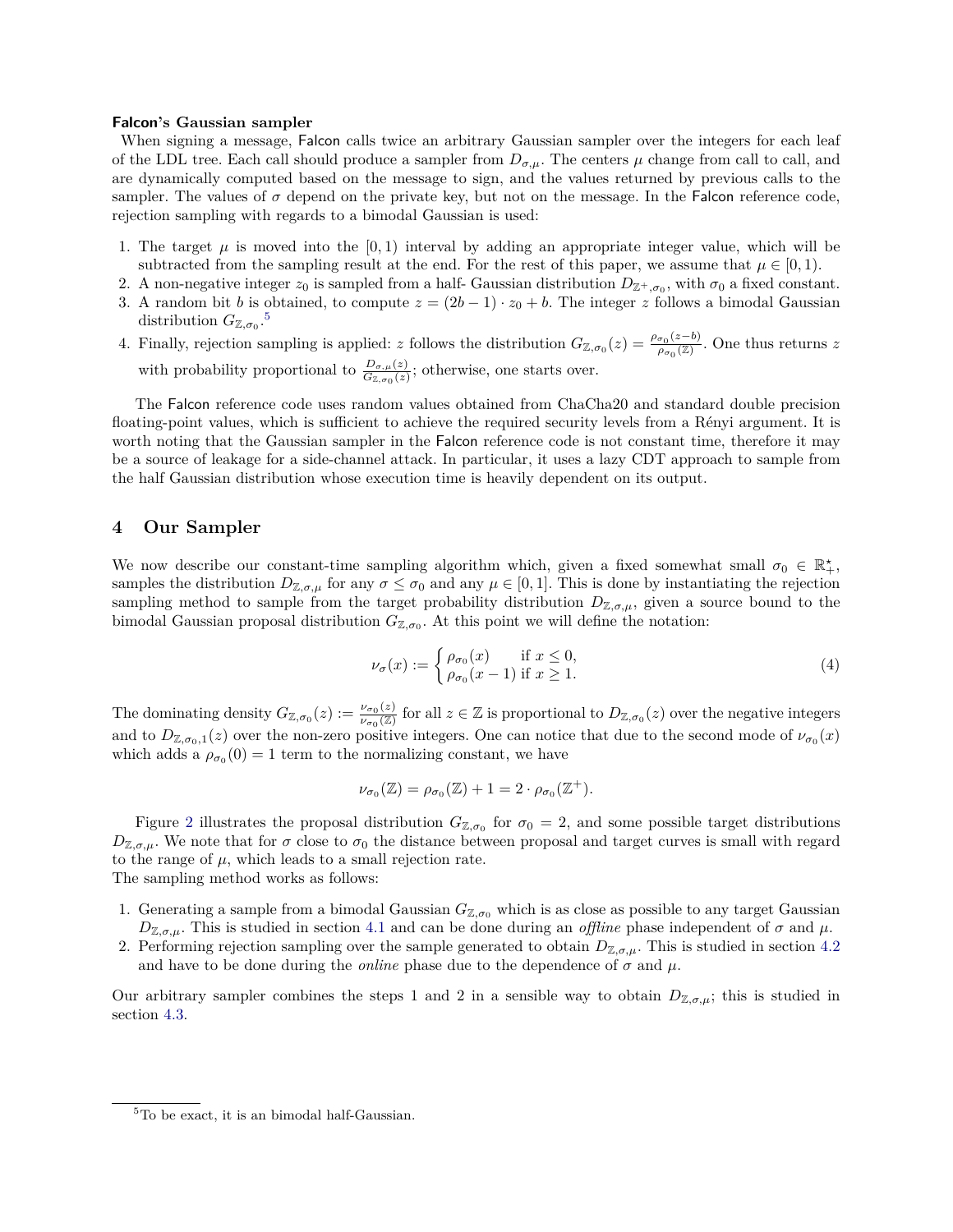**Falcon's Gaussian sampler**

When signing a message, Falcon calls twice an arbitrary Gaussian sampler over the integers for each leaf of the LDL tree. Each call should produce a sampler from $D_{\sigma,\mu}$. The centers $\mu$ change from call to call, and are dynamically computed based on the message to sign, and the values returned by previous calls to the sampler. The values of $\sigma$ depend on the private key, but not on the message. In the Falcon reference code, rejection sampling with regards to a bimodal Gaussian is used:

1. The target $\mu$ is moved into the $[0, 1)$ interval by adding an appropriate integer value, which will be subtracted from the sampling result at the end. For the rest of this paper, we assume that $\mu \in [0, 1)$.
2. A non-negative integer $z_0$ is sampled from a half- Gaussian distribution $D_{\mathbb{Z}^+,\sigma_0}$, with $\sigma_0$ a fixed constant.
3. A random bit $b$ is obtained, to compute $z = (2b - 1) \cdot z_0 + b$. The integer $z$ follows a bimodal Gaussian distribution $G_{\mathbb{Z},\sigma_0}$.[5]
4. Finally, rejection sampling is applied: $z$ follows the distribution $G_{\mathbb{Z},\sigma_0}(z) = \frac{\rho_{\sigma_0}(z-b)}{\rho_{\sigma_0}(\mathbb{Z})}$. One thus returns $z$ with probability proportional to $\frac{D_{\sigma,\mu}(z)}{G_{\mathbb{Z},\sigma_0}(z)}$; otherwise, one starts over.

The Falcon reference code uses random values obtained from ChaCha20 and standard double precision floating-point values, which is sufficient to achieve the required security levels from a Rényi argument. It is worth noting that the Gaussian sampler in the Falcon reference code is not constant time, therefore it may be a source of leakage for a side-channel attack. In particular, it uses a lazy CDT approach to sample from the half Gaussian distribution whose execution time is heavily dependent on its output.

## 4 Our Sampler

We now describe our constant-time sampling algorithm which, given a fixed somewhat small $\sigma_0 \in \mathbb{R}^\star_+$, samples the distribution $D_{\mathbb{Z},\sigma,\mu}$ for any $\sigma \leq \sigma_0$ and any $\mu \in [0, 1]$. This is done by instantiating the rejection sampling method to sample from the target probability distribution $D_{\mathbb{Z},\sigma,\mu}$, given a source bound to the bimodal Gaussian proposal distribution $G_{\mathbb{Z},\sigma_0}$. At this point we will define the notation:

$$\nu_\sigma(x) := \begin{cases} \rho_{\sigma_0}(x) & \text{if } x \leq 0, \\ \rho_{\sigma_0}(x-1) & \text{if } x \geq 1. \end{cases} \tag{4}$$

The dominating density $G_{\mathbb{Z},\sigma_0}(z) := \frac{\nu_{\sigma_0}(z)}{\nu_{\sigma_0}(\mathbb{Z})}$ for all $z \in \mathbb{Z}$ is proportional to $D_{\mathbb{Z},\sigma_0}(z)$ over the negative integers and to $D_{\mathbb{Z},\sigma_0,1}(z)$ over the non-zero positive integers. One can notice that due to the second mode of $\nu_{\sigma_0}(x)$ which adds a $\rho_{\sigma_0}(0) = 1$ term to the normalizing constant, we have

$$\nu_{\sigma_0}(\mathbb{Z}) = \rho_{\sigma_0}(\mathbb{Z}) + 1 = 2 \cdot \rho_{\sigma_0}(\mathbb{Z}^+).$$

Figure 2 illustrates the proposal distribution $G_{\mathbb{Z},\sigma_0}$ for $\sigma_0 = 2$, and some possible target distributions $D_{\mathbb{Z},\sigma,\mu}$. We note that for $\sigma$ close to $\sigma_0$ the distance between proposal and target curves is small with regard to the range of $\mu$, which leads to a small rejection rate.

The sampling method works as follows:

1. Generating a sample from a bimodal Gaussian $G_{\mathbb{Z},\sigma_0}$ which is as close as possible to any target Gaussian $D_{\mathbb{Z},\sigma,\mu}$. This is studied in section 4.1 and can be done during an *offline* phase independent of $\sigma$ and $\mu$.
2. Performing rejection sampling over the sample generated to obtain $D_{\mathbb{Z},\sigma,\mu}$. This is studied in section 4.2 and have to be done during the *online* phase due to the dependence of $\sigma$ and $\mu$.

Our arbitrary sampler combines the steps 1 and 2 in a sensible way to obtain $D_{\mathbb{Z},\sigma,\mu}$; this is studied in section 4.3.

[5] To be exact, it is an bimodal half-Gaussian.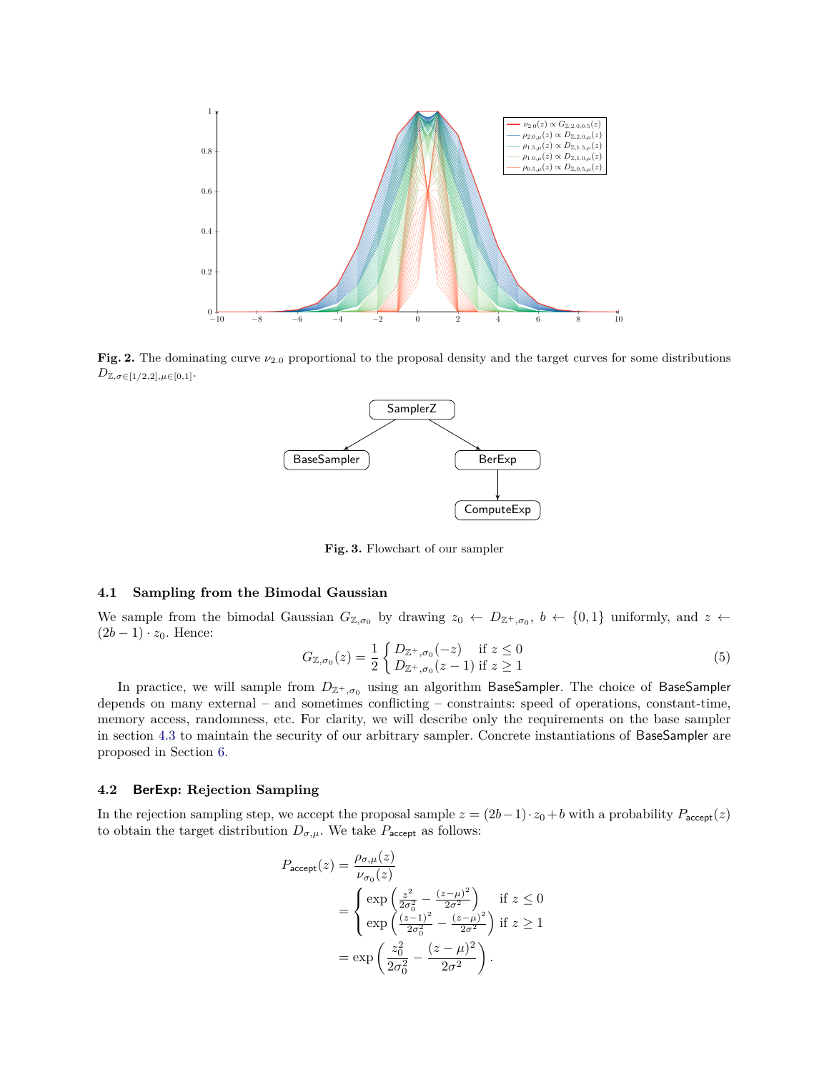**Fig. 2.** The dominating curve $\nu_{2.0}$ proportional to the proposal density and the target curves for some distributions $D_{\mathbb{Z},\sigma\in[1/2,2],\mu\in[0,1]}$.

**Fig. 3.** Flowchart of our sampler

### 4.1 Sampling from the Bimodal Gaussian

We sample from the bimodal Gaussian $G_{\mathbb{Z},\sigma_0}$ by drawing $z_0 \leftarrow D_{\mathbb{Z}^+,\sigma_0}$, $b \leftarrow \{0,1\}$ uniformly, and $z \leftarrow (2b-1)\cdot z_0$. Hence:

$$G_{\mathbb{Z},\sigma_0}(z) = \frac{1}{2}\begin{cases} D_{\mathbb{Z}^+,\sigma_0}(-z) & \text{if } z \leq 0 \\ D_{\mathbb{Z}^+,\sigma_0}(z-1) & \text{if } z \geq 1 \end{cases} \tag{5}$$

In practice, we will sample from $D_{\mathbb{Z}^+,\sigma_0}$ using an algorithm BaseSampler. The choice of BaseSampler depends on many external – and sometimes conflicting – constraints: speed of operations, constant-time, memory access, randomness, etc. For clarity, we will describe only the requirements on the base sampler in section 4.3 to maintain the security of our arbitrary sampler. Concrete instantiations of BaseSampler are proposed in Section 6.

### 4.2 BerExp: Rejection Sampling

In the rejection sampling step, we accept the proposal sample $z = (2b-1)\cdot z_0 + b$ with a probability $P_{\mathsf{accept}}(z)$ to obtain the target distribution $D_{\sigma,\mu}$. We take $P_{\mathsf{accept}}$ as follows:

$$\begin{aligned}
P_{\mathsf{accept}}(z) &= \frac{\rho_{\sigma,\mu}(z)}{\nu_{\sigma_0}(z)} \\
&= \begin{cases} \exp\left(\frac{z^2}{2\sigma_0^2} - \frac{(z-\mu)^2}{2\sigma^2}\right) & \text{if } z \leq 0 \\ \exp\left(\frac{(z-1)^2}{2\sigma_0^2} - \frac{(z-\mu)^2}{2\sigma^2}\right) & \text{if } z \geq 1 \end{cases} \\
&= \exp\left(\frac{z_0^2}{2\sigma_0^2} - \frac{(z-\mu)^2}{2\sigma^2}\right).
\end{aligned}$$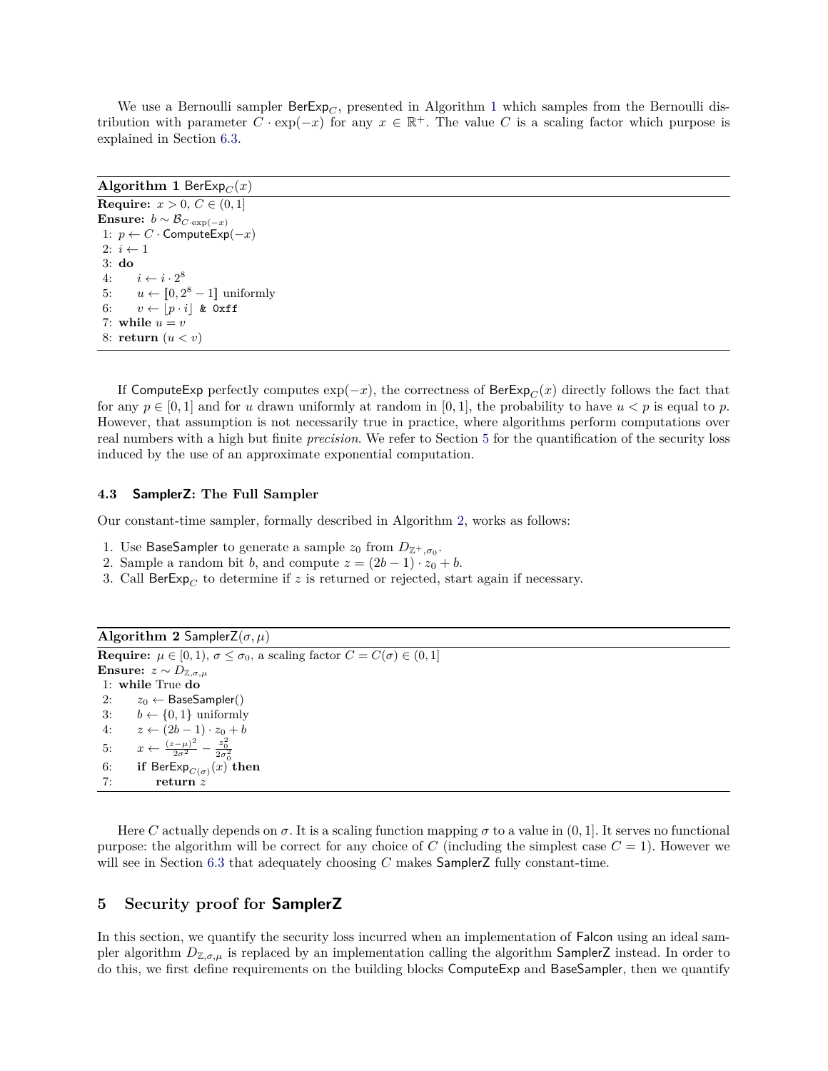We use a Bernoulli sampler $\mathsf{BerExp}_C$, presented in Algorithm 1 which samples from the Bernoulli distribution with parameter $C \cdot \exp(-x)$ for any $x \in \mathbb{R}^+$. The value $C$ is a scaling factor which purpose is explained in Section 6.3.

---

**Algorithm 1** $\mathsf{BerExp}_C(x)$

---

**Require:** $x > 0$, $C \in (0, 1]$
**Ensure:** $b \sim \mathcal{B}_{C \cdot \exp(-x)}$
1: $p \leftarrow C \cdot \mathsf{ComputeExp}(-x)$
2: $i \leftarrow 1$
3: **do**
4: $\quad i \leftarrow i \cdot 2^8$
5: $\quad u \leftarrow [\![0, 2^8 - 1]\!]$ uniformly
6: $\quad v \leftarrow \lfloor p \cdot i \rfloor$ `& 0xff`
7: **while** $u = v$
8: **return** $(u < v)$

---

If $\mathsf{ComputeExp}$ perfectly computes $\exp(-x)$, the correctness of $\mathsf{BerExp}_C(x)$ directly follows the fact that for any $p \in [0, 1]$ and for $u$ drawn uniformly at random in $[0, 1]$, the probability to have $u < p$ is equal to $p$. However, that assumption is not necessarily true in practice, where algorithms perform computations over real numbers with a high but finite *precision*. We refer to Section 5 for the quantification of the security loss induced by the use of an approximate exponential computation.

### 4.3 SamplerZ: The Full Sampler

Our constant-time sampler, formally described in Algorithm 2, works as follows:

1. Use $\mathsf{BaseSampler}$ to generate a sample $z_0$ from $D_{\mathbb{Z}^+, \sigma_0}$.
2. Sample a random bit $b$, and compute $z = (2b - 1) \cdot z_0 + b$.
3. Call $\mathsf{BerExp}_C$ to determine if $z$ is returned or rejected, start again if necessary.

---

**Algorithm 2** $\mathsf{SamplerZ}(\sigma, \mu)$

---

**Require:** $\mu \in [0, 1)$, $\sigma \leq \sigma_0$, a scaling factor $C = C(\sigma) \in (0, 1]$
**Ensure:** $z \sim D_{\mathbb{Z}, \sigma, \mu}$
1: **while** True **do**
2: $\quad z_0 \leftarrow \mathsf{BaseSampler}()$
3: $\quad b \leftarrow \{0, 1\}$ uniformly
4: $\quad z \leftarrow (2b - 1) \cdot z_0 + b$
5: $\quad x \leftarrow \frac{(z-\mu)^2}{2\sigma^2} - \frac{z_0^2}{2\sigma_0^2}$
6: $\quad$**if** $\mathsf{BerExp}_{C(\sigma)}(x)$ **then**
7: $\quad\quad$**return** $z$

---

Here $C$ actually depends on $\sigma$. It is a scaling function mapping $\sigma$ to a value in $(0, 1]$. It serves no functional purpose: the algorithm will be correct for any choice of $C$ (including the simplest case $C = 1$). However we will see in Section 6.3 that adequately choosing $C$ makes $\mathsf{SamplerZ}$ fully constant-time.

## 5 Security proof for SamplerZ

In this section, we quantify the security loss incurred when an implementation of Falcon using an ideal sampler algorithm $D_{\mathbb{Z}, \sigma, \mu}$ is replaced by an implementation calling the algorithm $\mathsf{SamplerZ}$ instead. In order to do this, we first define requirements on the building blocks $\mathsf{ComputeExp}$ and $\mathsf{BaseSampler}$, then we quantify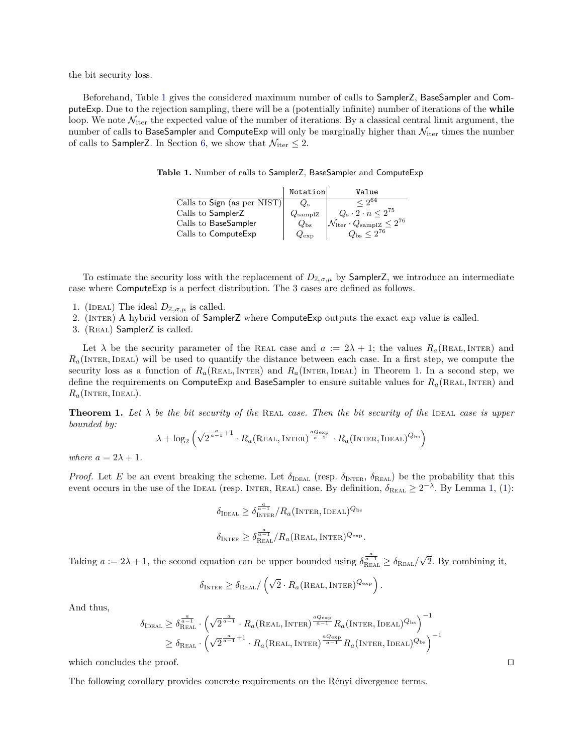the bit security loss.

Beforehand, Table 1 gives the considered maximum number of calls to SamplerZ, BaseSampler and ComputeExp. Due to the rejection sampling, there will be a (potentially infinite) number of iterations of the **while** loop. We note $\mathcal{N}_{\text{iter}}$ the expected value of the number of iterations. By a classical central limit argument, the number of calls to BaseSampler and ComputeExp will only be marginally higher than $\mathcal{N}_{\text{iter}}$ times the number of calls to SamplerZ. In Section 6, we show that $\mathcal{N}_{\text{iter}} \leq 2$.

**Table 1.** Number of calls to SamplerZ, BaseSampler and ComputeExp

| | Notation | Value |
|---|---|---|
| Calls to Sign (as per NIST) | $Q_{\text{s}}$ | $\leq 2^{64}$ |
| Calls to SamplerZ | $Q_{\text{samplZ}}$ | $Q_{\text{s}} \cdot 2 \cdot n \leq 2^{75}$ |
| Calls to BaseSampler | $Q_{\text{bs}}$ | $\mathcal{N}_{\text{iter}} \cdot Q_{\text{samplZ}} \leq 2^{76}$ |
| Calls to ComputeExp | $Q_{\text{exp}}$ | $Q_{\text{bs}} \leq 2^{76}$ |

To estimate the security loss with the replacement of $D_{\mathbb{Z},\sigma,\mu}$ by SamplerZ, we introduce an intermediate case where ComputeExp is a perfect distribution. The 3 cases are defined as follows.

1. (Ideal) The ideal $D_{\mathbb{Z},\sigma,\mu}$ is called.
2. (Inter) A hybrid version of SamplerZ where ComputeExp outputs the exact exp value is called.
3. (Real) SamplerZ is called.

Let $\lambda$ be the security parameter of the Real case and $a := 2\lambda + 1$; the values $R_a(\text{Real}, \text{Inter})$ and $R_a(\text{Inter}, \text{Ideal})$ will be used to quantify the distance between each case. In a first step, we compute the security loss as a function of $R_a(\text{Real}, \text{Inter})$ and $R_a(\text{Inter}, \text{Ideal})$ in Theorem 1. In a second step, we define the requirements on ComputeExp and BaseSampler to ensure suitable values for $R_a(\text{Real}, \text{Inter})$ and $R_a(\text{Inter}, \text{Ideal})$.

**Theorem 1.** *Let $\lambda$ be the bit security of the* Real *case. Then the bit security of the* Ideal *case is upper bounded by:*

$$\lambda + \log_2\left(\sqrt{2}^{\frac{a}{a-1}+1} \cdot R_a(\text{Real}, \text{Inter})^{\frac{aQ_{\text{exp}}}{a-1}} \cdot R_a(\text{Inter}, \text{Ideal})^{Q_{\text{bs}}}\right)$$

*where $a = 2\lambda + 1$.*

*Proof.* Let $E$ be an event breaking the scheme. Let $\delta_{\text{Ideal}}$ (resp. $\delta_{\text{Inter}}$, $\delta_{\text{Real}}$) be the probability that this event occurs in the use of the Ideal (resp. Inter, Real) case. By definition, $\delta_{\text{Real}} \geq 2^{-\lambda}$. By Lemma 1, (1):

$$\delta_{\text{Ideal}} \geq \delta_{\text{Inter}}^{\frac{a}{a-1}} / R_a(\text{Inter}, \text{Ideal})^{Q_{\text{bs}}}$$

$$\delta_{\text{Inter}} \geq \delta_{\text{Real}}^{\frac{a}{a-1}} / R_a(\text{Real}, \text{Inter})^{Q_{\text{exp}}}.$$

Taking $a := 2\lambda + 1$, the second equation can be upper bounded using $\delta_{\text{Real}}^{\frac{a}{a-1}} \geq \delta_{\text{Real}}/\sqrt{2}$. By combining it,

$$\delta_{\text{Inter}} \geq \delta_{\text{Real}} / \left(\sqrt{2} \cdot R_a(\text{Real}, \text{Inter})^{Q_{\text{exp}}}\right).$$

And thus,

$$\begin{aligned}
\delta_{\text{Ideal}} &\geq \delta_{\text{Real}}^{\frac{a}{a-1}} \cdot \left(\sqrt{2}^{\frac{a}{a-1}} \cdot R_a(\text{Real}, \text{Inter})^{\frac{aQ_{\text{exp}}}{a-1}} R_a(\text{Inter}, \text{Ideal})^{Q_{\text{bs}}}\right)^{-1} \\
&\geq \delta_{\text{Real}} \cdot \left(\sqrt{2}^{\frac{a}{a-1}+1} \cdot R_a(\text{Real}, \text{Inter})^{\frac{aQ_{\text{exp}}}{a-1}} R_a(\text{Inter}, \text{Ideal})^{Q_{\text{bs}}}\right)^{-1}
\end{aligned}$$

which concludes the proof. $\square$

The following corollary provides concrete requirements on the Rényi divergence terms.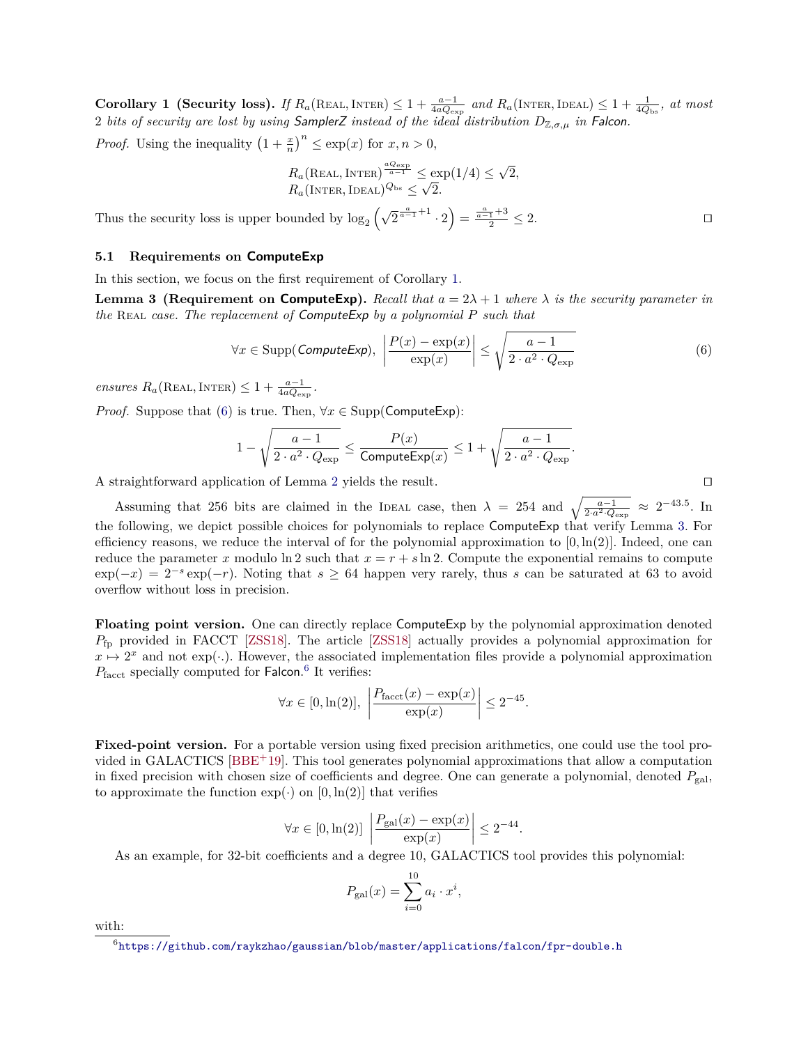**Corollary 1 (Security loss).** *If $R_a(\textsc{Real}, \textsc{Inter}) \leq 1 + \frac{a-1}{4aQ_{\text{exp}}}$ and $R_a(\textsc{Inter}, \textsc{Ideal}) \leq 1 + \frac{1}{4Q_{\text{bs}}}$, at most 2 bits of security are lost by using* SamplerZ *instead of the ideal distribution $D_{\mathbb{Z},\sigma,\mu}$ in* Falcon.

*Proof.* Using the inequality $\left(1 + \frac{x}{n}\right)^n \leq \exp(x)$ for $x, n > 0$,

$$R_a(\textsc{Real}, \textsc{Inter})^{\frac{aQ_{\text{exp}}}{a-1}} \leq \exp(1/4) \leq \sqrt{2},$$
$$R_a(\textsc{Inter}, \textsc{Ideal})^{Q_{\text{bs}}} \leq \sqrt{2}.$$

Thus the security loss is upper bounded by $\log_2\left(\sqrt{2}^{\frac{a}{a-1}+1} \cdot 2\right) = \frac{\frac{a}{a-1}+3}{2} \leq 2$. □

### 5.1 Requirements on ComputeExp

In this section, we focus on the first requirement of Corollary 1.

**Lemma 3 (Requirement on ComputeExp).** *Recall that $a = 2\lambda + 1$ where $\lambda$ is the security parameter in the* Real *case. The replacement of* ComputeExp *by a polynomial $P$ such that*

$$\forall x \in \text{Supp}(\textit{ComputeExp}), \; \left|\frac{P(x) - \exp(x)}{\exp(x)}\right| \leq \sqrt{\frac{a-1}{2 \cdot a^2 \cdot Q_{\text{exp}}}} \tag{6}$$

*ensures $R_a(\textsc{Real}, \textsc{Inter}) \leq 1 + \frac{a-1}{4aQ_{\text{exp}}}$.*

*Proof.* Suppose that (6) is true. Then, $\forall x \in \text{Supp}(\text{ComputeExp})$:

$$1 - \sqrt{\frac{a-1}{2 \cdot a^2 \cdot Q_{\text{exp}}}} \leq \frac{P(x)}{\text{ComputeExp}(x)} \leq 1 + \sqrt{\frac{a-1}{2 \cdot a^2 \cdot Q_{\text{exp}}}}.$$

A straightforward application of Lemma 2 yields the result. □

Assuming that 256 bits are claimed in the Ideal case, then $\lambda = 254$ and $\sqrt{\frac{a-1}{2 \cdot a^2 \cdot Q_{\text{exp}}}} \approx 2^{-43.5}$. In the following, we depict possible choices for polynomials to replace ComputeExp that verify Lemma 3. For efficiency reasons, we reduce the interval of for the polynomial approximation to $[0, \ln(2)]$. Indeed, one can reduce the parameter $x$ modulo $\ln 2$ such that $x = r + s \ln 2$. Compute the exponential remains to compute $\exp(-x) = 2^{-s} \exp(-r)$. Noting that $s \geq 64$ happen very rarely, thus $s$ can be saturated at 63 to avoid overflow without loss in precision.

**Floating point version.** One can directly replace ComputeExp by the polynomial approximation denoted $P_{\text{fp}}$ provided in FACCT [ZSS18]. The article [ZSS18] actually provides a polynomial approximation for $x \mapsto 2^x$ and not $\exp(\cdot)$. However, the associated implementation files provide a polynomial approximation $P_{\text{facct}}$ specially computed for Falcon.[6] It verifies:

$$\forall x \in [0, \ln(2)], \; \left|\frac{P_{\text{facct}}(x) - \exp(x)}{\exp(x)}\right| \leq 2^{-45}.$$

**Fixed-point version.** For a portable version using fixed precision arithmetics, one could use the tool provided in GALACTICS [BBE+19]. This tool generates polynomial approximations that allow a computation in fixed precision with chosen size of coefficients and degree. One can generate a polynomial, denoted $P_{\text{gal}}$, to approximate the function $\exp(\cdot)$ on $[0, \ln(2)]$ that verifies

$$\forall x \in [0, \ln(2)] \; \left|\frac{P_{\text{gal}}(x) - \exp(x)}{\exp(x)}\right| \leq 2^{-44}.$$

As an example, for 32-bit coefficients and a degree 10, GALACTICS tool provides this polynomial:

$$P_{\text{gal}}(x) = \sum_{i=0}^{10} a_i \cdot x^i,$$

with:

[6] https://github.com/raykzhao/gaussian/blob/master/applications/falcon/fpr-double.h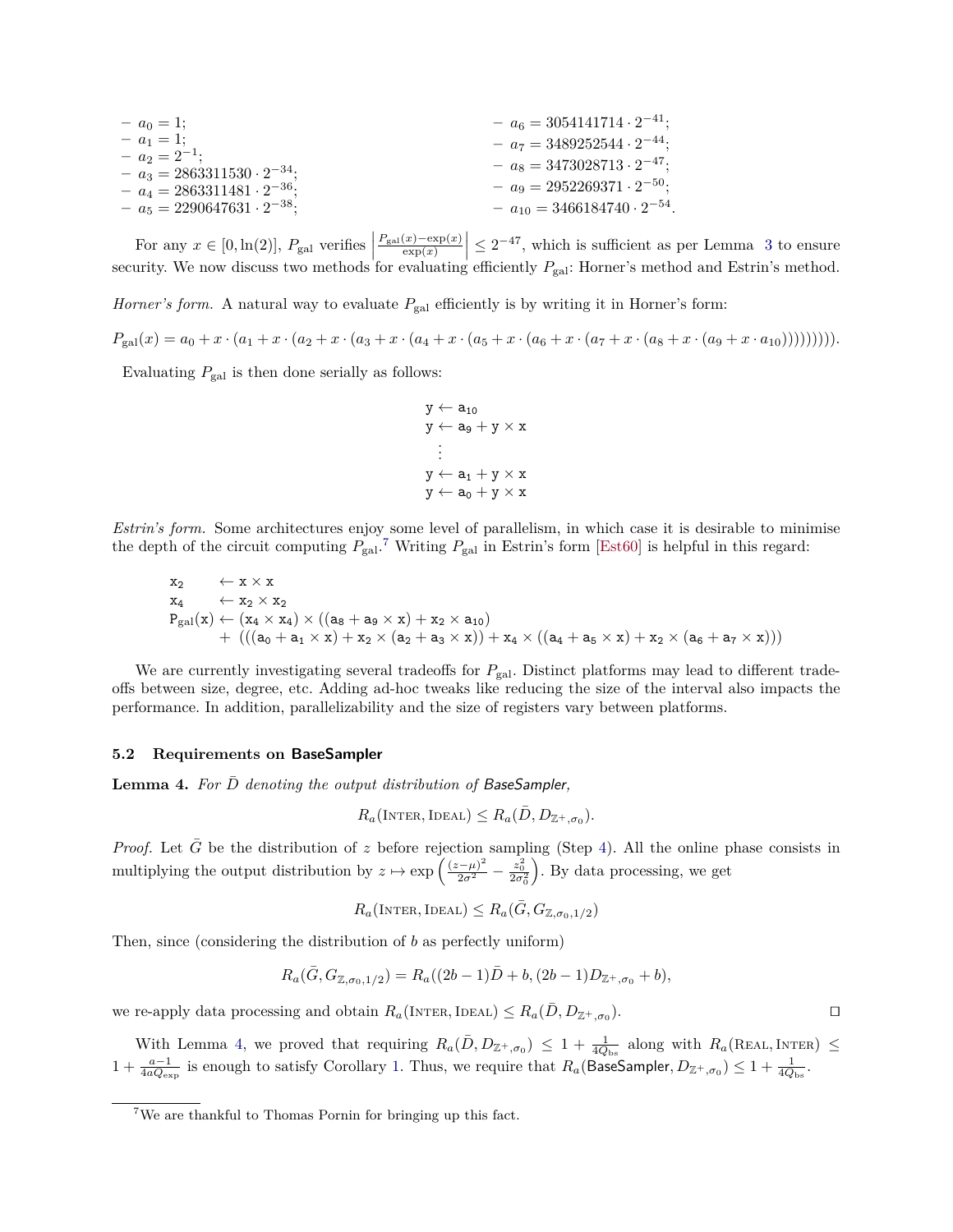- $a_0 = 1$;
- $a_1 = 1$;
- $a_2 = 2^{-1}$;
- $a_3 = 2863311530 \cdot 2^{-34}$;
- $a_4 = 2863311481 \cdot 2^{-36}$;
- $a_5 = 2290647631 \cdot 2^{-38}$;
- $a_6 = 3054141714 \cdot 2^{-41}$;
- $a_7 = 3489252544 \cdot 2^{-44}$;
- $a_8 = 3473028713 \cdot 2^{-47}$;
- $a_9 = 2952269371 \cdot 2^{-50}$;
- $a_{10} = 3466184740 \cdot 2^{-54}$.

For any $x \in [0, \ln(2)]$, $P_{\text{gal}}$ verifies $\left|\frac{P_{\text{gal}}(x) - \exp(x)}{\exp(x)}\right| \leq 2^{-47}$, which is sufficient as per Lemma 3 to ensure security. We now discuss two methods for evaluating efficiently $P_{\text{gal}}$: Horner's method and Estrin's method.

*Horner's form.* A natural way to evaluate $P_{\text{gal}}$ efficiently is by writing it in Horner's form:

$$P_{\text{gal}}(x) = a_0 + x \cdot (a_1 + x \cdot (a_2 + x \cdot (a_3 + x \cdot (a_4 + x \cdot (a_5 + x \cdot (a_6 + x \cdot (a_7 + x \cdot (a_8 + x \cdot (a_9 + x \cdot a_{10}))))))))).$$

Evaluating $P_{\text{gal}}$ is then done serially as follows:

$$\begin{aligned} &\mathtt{y} \leftarrow \mathtt{a}_{10} \\ &\mathtt{y} \leftarrow \mathtt{a}_9 + \mathtt{y} \times \mathtt{x} \\ &\quad \vdots \\ &\mathtt{y} \leftarrow \mathtt{a}_1 + \mathtt{y} \times \mathtt{x} \\ &\mathtt{y} \leftarrow \mathtt{a}_0 + \mathtt{y} \times \mathtt{x} \end{aligned}$$

*Estrin's form.* Some architectures enjoy some level of parallelism, in which case it is desirable to minimise the depth of the circuit computing $P_{\text{gal}}$.[7] Writing $P_{\text{gal}}$ in Estrin's form [Est60] is helpful in this regard:

$$\begin{aligned} \mathtt{x}_2 \quad &\leftarrow \mathtt{x} \times \mathtt{x} \\ \mathtt{x}_4 \quad &\leftarrow \mathtt{x}_2 \times \mathtt{x}_2 \\ \mathtt{P}_{\text{gal}}(\mathtt{x}) &\leftarrow (\mathtt{x}_4 \times \mathtt{x}_4) \times ((\mathtt{a}_8 + \mathtt{a}_9 \times \mathtt{x}) + \mathtt{x}_2 \times \mathtt{a}_{10}) \\ &\quad + (((\mathtt{a}_0 + \mathtt{a}_1 \times \mathtt{x}) + \mathtt{x}_2 \times (\mathtt{a}_2 + \mathtt{a}_3 \times \mathtt{x})) + \mathtt{x}_4 \times ((\mathtt{a}_4 + \mathtt{a}_5 \times \mathtt{x}) + \mathtt{x}_2 \times (\mathtt{a}_6 + \mathtt{a}_7 \times \mathtt{x}))) \end{aligned}$$

We are currently investigating several tradeoffs for $P_{\text{gal}}$. Distinct platforms may lead to different tradeoffs between size, degree, etc. Adding ad-hoc tweaks like reducing the size of the interval also impacts the performance. In addition, parallelizability and the size of registers vary between platforms.

### 5.2 Requirements on BaseSampler

**Lemma 4.** *For $\bar{D}$ denoting the output distribution of BaseSampler,*

$$R_a(\textsc{Inter}, \textsc{Ideal}) \leq R_a(\bar{D}, D_{\mathbb{Z}^+, \sigma_0}).$$

*Proof.* Let $\bar{G}$ be the distribution of $z$ before rejection sampling (Step 4). All the online phase consists in multiplying the output distribution by $z \mapsto \exp\left(\frac{(z-\mu)^2}{2\sigma^2} - \frac{z_0^2}{2\sigma_0^2}\right)$. By data processing, we get

$$R_a(\textsc{Inter}, \textsc{Ideal}) \leq R_a(\bar{G}, G_{\mathbb{Z}, \sigma_0, 1/2})$$

Then, since (considering the distribution of $b$ as perfectly uniform)

$$R_a(\bar{G}, G_{\mathbb{Z}, \sigma_0, 1/2}) = R_a((2b-1)\bar{D} + b, (2b-1)D_{\mathbb{Z}^+, \sigma_0} + b),$$

we re-apply data processing and obtain $R_a(\textsc{Inter}, \textsc{Ideal}) \leq R_a(\bar{D}, D_{\mathbb{Z}^+, \sigma_0})$. ☐

With Lemma 4, we proved that requiring $R_a(\bar{D}, D_{\mathbb{Z}^+, \sigma_0}) \leq 1 + \frac{1}{4Q_{\text{bs}}}$ along with $R_a(\textsc{Real}, \textsc{Inter}) \leq 1 + \frac{a-1}{4aQ_{\text{exp}}}$ is enough to satisfy Corollary 1. Thus, we require that $R_a(\textsf{BaseSampler}, D_{\mathbb{Z}^+, \sigma_0}) \leq 1 + \frac{1}{4Q_{\text{bs}}}$.

[7] We are thankful to Thomas Pornin for bringing up this fact.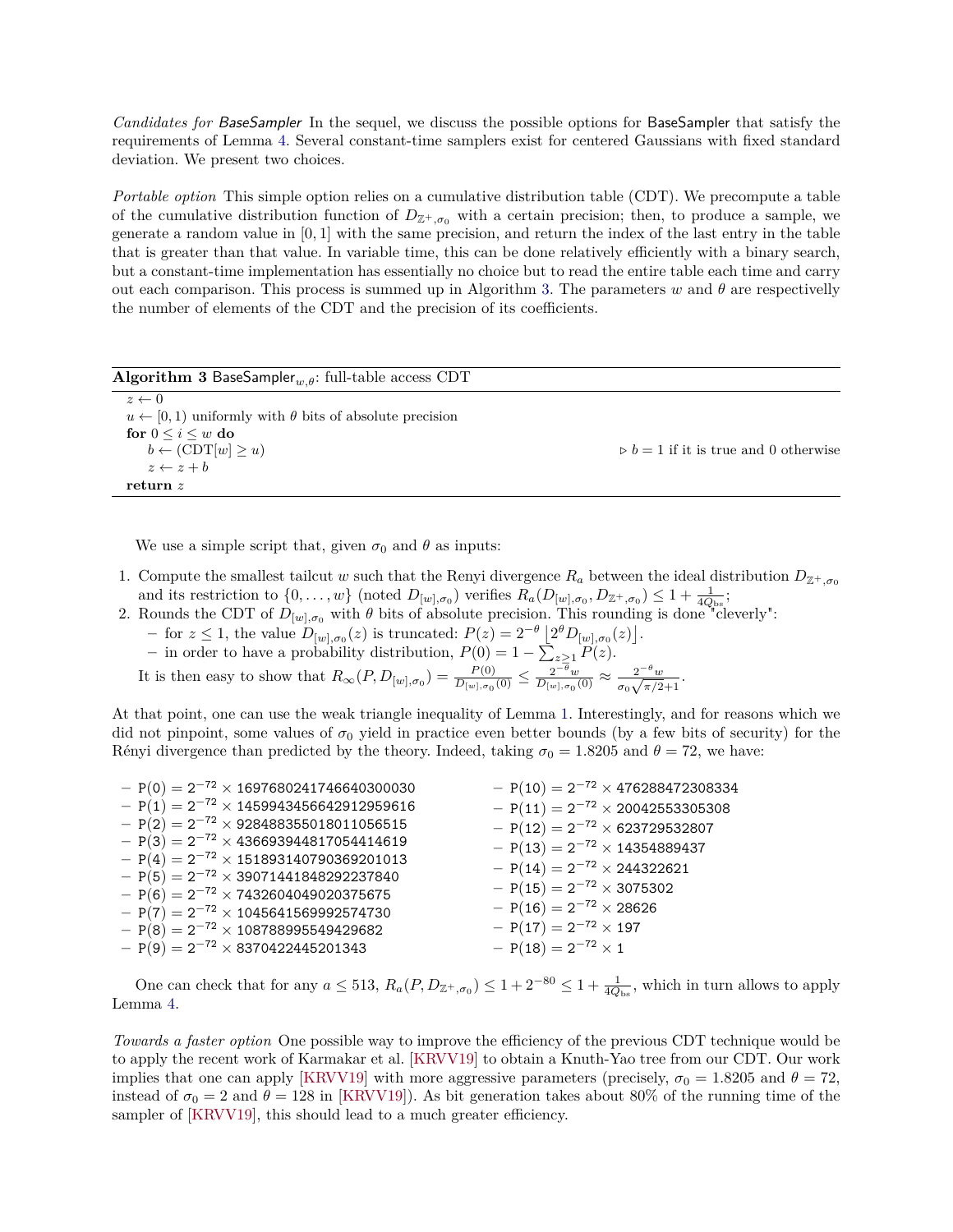*Candidates for BaseSampler* In the sequel, we discuss the possible options for BaseSampler that satisfy the requirements of Lemma 4. Several constant-time samplers exist for centered Gaussians with fixed standard deviation. We present two choices.

*Portable option* This simple option relies on a cumulative distribution table (CDT). We precompute a table of the cumulative distribution function of $D_{\mathbb{Z}^+,\sigma_0}$ with a certain precision; then, to produce a sample, we generate a random value in $[0,1]$ with the same precision, and return the index of the last entry in the table that is greater than that value. In variable time, this can be done relatively efficiently with a binary search, but a constant-time implementation has essentially no choice but to read the entire table each time and carry out each comparison. This process is summed up in Algorithm 3. The parameters $w$ and $\theta$ are respectively the number of elements of the CDT and the precision of its coefficients.

**Algorithm 3** $\mathsf{BaseSampler}_{w,\theta}$: full-table access CDT

```
z ← 0
u ← [0,1) uniformly with θ bits of absolute precision
for 0 ≤ i ≤ w do
    b ← (CDT[w] ≥ u)                          ▷ b = 1 if it is true and 0 otherwise
    z ← z + b
return z
```

We use a simple script that, given $\sigma_0$ and $\theta$ as inputs:

1. Compute the smallest tailcut $w$ such that the Renyi divergence $R_a$ between the ideal distribution $D_{\mathbb{Z}^+,\sigma_0}$ and its restriction to $\{0,\ldots,w\}$ (noted $D_{[w],\sigma_0}$) verifies $R_a(D_{[w],\sigma_0}, D_{\mathbb{Z}^+,\sigma_0}) \leq 1 + \frac{1}{4Q_{\text{bs}}}$;
2. Rounds the CDT of $D_{[w],\sigma_0}$ with $\theta$ bits of absolute precision. This rounding is done "cleverly":
   - for $z \leq 1$, the value $D_{[w],\sigma_0}(z)$ is truncated: $P(z) = 2^{-\theta}\left\lfloor 2^{\theta} D_{[w],\sigma_0}(z)\right\rfloor$.
   - in order to have a probability distribution, $P(0) = 1 - \sum_{z\geq 1} P(z)$.

   It is then easy to show that $R_\infty(P, D_{[w],\sigma_0}) = \frac{P(0)}{D_{[w],\sigma_0}(0)} \leq \frac{2^{-\theta} w}{D_{[w],\sigma_0}(0)} \approx \frac{2^{-\theta} w}{\sigma_0\sqrt{\pi/2}+1}$.

At that point, one can use the weak triangle inequality of Lemma 1. Interestingly, and for reasons which we did not pinpoint, some values of $\sigma_0$ yield in practice even better bounds (by a few bits of security) for the Rényi divergence than predicted by the theory. Indeed, taking $\sigma_0 = 1.8205$ and $\theta = 72$, we have:

- $\mathsf{P}(0) = 2^{-72} \times 1697680241746640300030$
- $\mathsf{P}(1) = 2^{-72} \times 1459943456642912959616$
- $\mathsf{P}(2) = 2^{-72} \times 928488355018011056515$
- $\mathsf{P}(3) = 2^{-72} \times 436693944817054414619$
- $\mathsf{P}(4) = 2^{-72} \times 151893140790369201013$
- $\mathsf{P}(5) = 2^{-72} \times 39071441848292237840$
- $\mathsf{P}(6) = 2^{-72} \times 7432604049020375675$
- $\mathsf{P}(7) = 2^{-72} \times 1045641569992574730$
- $\mathsf{P}(8) = 2^{-72} \times 108788995549429682$
- $\mathsf{P}(9) = 2^{-72} \times 8370422445201343$
- $\mathsf{P}(10) = 2^{-72} \times 476288472308334$
- $\mathsf{P}(11) = 2^{-72} \times 20042553305308$
- $\mathsf{P}(12) = 2^{-72} \times 623729532807$
- $\mathsf{P}(13) = 2^{-72} \times 14354889437$
- $\mathsf{P}(14) = 2^{-72} \times 244322621$
- $\mathsf{P}(15) = 2^{-72} \times 3075302$
- $\mathsf{P}(16) = 2^{-72} \times 28626$
- $\mathsf{P}(17) = 2^{-72} \times 197$
- $\mathsf{P}(18) = 2^{-72} \times 1$

One can check that for any $a \leq 513$, $R_a(P, D_{\mathbb{Z}^+,\sigma_0}) \leq 1 + 2^{-80} \leq 1 + \frac{1}{4Q_{\text{bs}}}$, which in turn allows to apply Lemma 4.

*Towards a faster option* One possible way to improve the efficiency of the previous CDT technique would be to apply the recent work of Karmakar et al. [KRVV19] to obtain a Knuth-Yao tree from our CDT. Our work implies that one can apply [KRVV19] with more aggressive parameters (precisely, $\sigma_0 = 1.8205$ and $\theta = 72$, instead of $\sigma_0 = 2$ and $\theta = 128$ in [KRVV19]). As bit generation takes about 80% of the running time of the sampler of [KRVV19], this should lead to a much greater efficiency.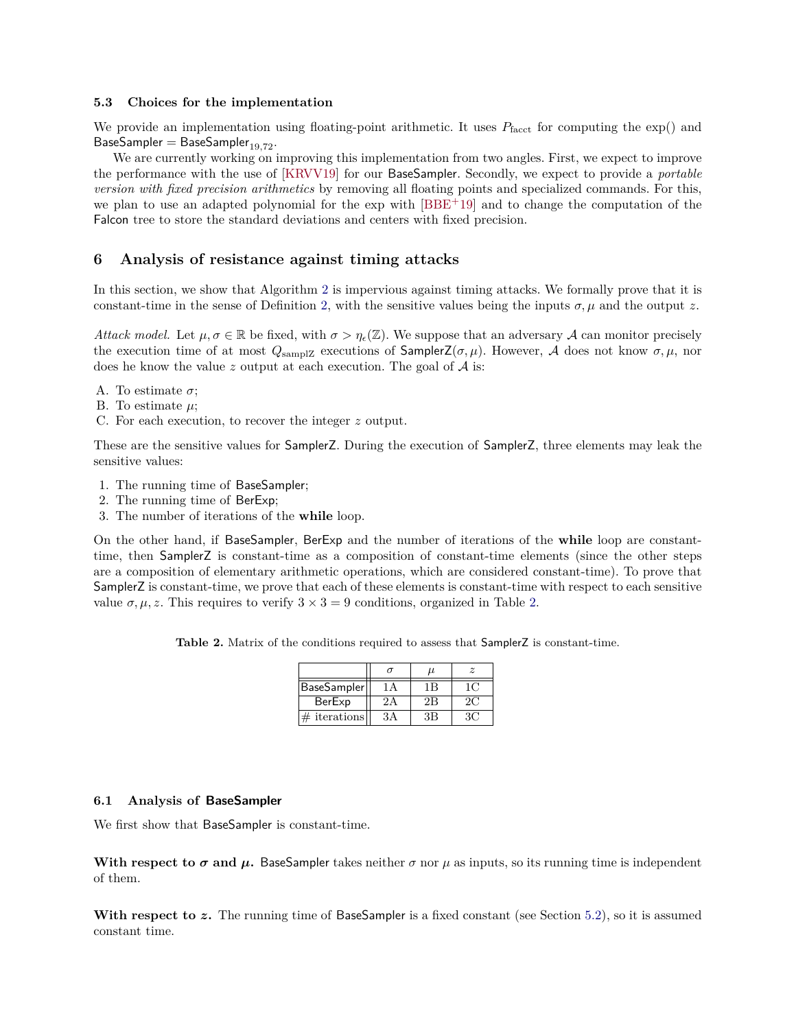### 5.3 Choices for the implementation

We provide an implementation using floating-point arithmetic. It uses $P_{\text{facct}}$ for computing the exp() and BaseSampler = $\text{BaseSampler}_{19,72}$.

We are currently working on improving this implementation from two angles. First, we expect to improve the performance with the use of [KRVV19] for our BaseSampler. Secondly, we expect to provide a *portable version with fixed precision arithmetics* by removing all floating points and specialized commands. For this, we plan to use an adapted polynomial for the exp with [BBE+19] and to change the computation of the Falcon tree to store the standard deviations and centers with fixed precision.

## 6 Analysis of resistance against timing attacks

In this section, we show that Algorithm 2 is impervious against timing attacks. We formally prove that it is constant-time in the sense of Definition 2, with the sensitive values being the inputs $\sigma, \mu$ and the output $z$.

*Attack model.* Let $\mu, \sigma \in \mathbb{R}$ be fixed, with $\sigma > \eta_\epsilon(\mathbb{Z})$. We suppose that an adversary $\mathcal{A}$ can monitor precisely the execution time of at most $Q_{\text{samplZ}}$ executions of SamplerZ$(\sigma, \mu)$. However, $\mathcal{A}$ does not know $\sigma, \mu$, nor does he know the value $z$ output at each execution. The goal of $\mathcal{A}$ is:

A. To estimate $\sigma$;
B. To estimate $\mu$;
C. For each execution, to recover the integer $z$ output.

These are the sensitive values for SamplerZ. During the execution of SamplerZ, three elements may leak the sensitive values:

1. The running time of BaseSampler;
2. The running time of BerExp;
3. The number of iterations of the **while** loop.

On the other hand, if BaseSampler, BerExp and the number of iterations of the **while** loop are constant-time, then SamplerZ is constant-time as a composition of constant-time elements (since the other steps are a composition of elementary arithmetic operations, which are considered constant-time). To prove that SamplerZ is constant-time, we prove that each of these elements is constant-time with respect to each sensitive value $\sigma, \mu, z$. This requires to verify $3 \times 3 = 9$ conditions, organized in Table 2.

**Table 2.** Matrix of the conditions required to assess that SamplerZ is constant-time.

| | $\sigma$ | $\mu$ | $z$ |
|---|---|---|---|
| BaseSampler | 1A | 1B | 1C |
| BerExp | 2A | 2B | 2C |
| # iterations | 3A | 3B | 3C |

### 6.1 Analysis of BaseSampler

We first show that BaseSampler is constant-time.

**With respect to $\boldsymbol{\sigma}$ and $\boldsymbol{\mu}$.** BaseSampler takes neither $\sigma$ nor $\mu$ as inputs, so its running time is independent of them.

**With respect to $\boldsymbol{z}$.** The running time of BaseSampler is a fixed constant (see Section 5.2), so it is assumed constant time.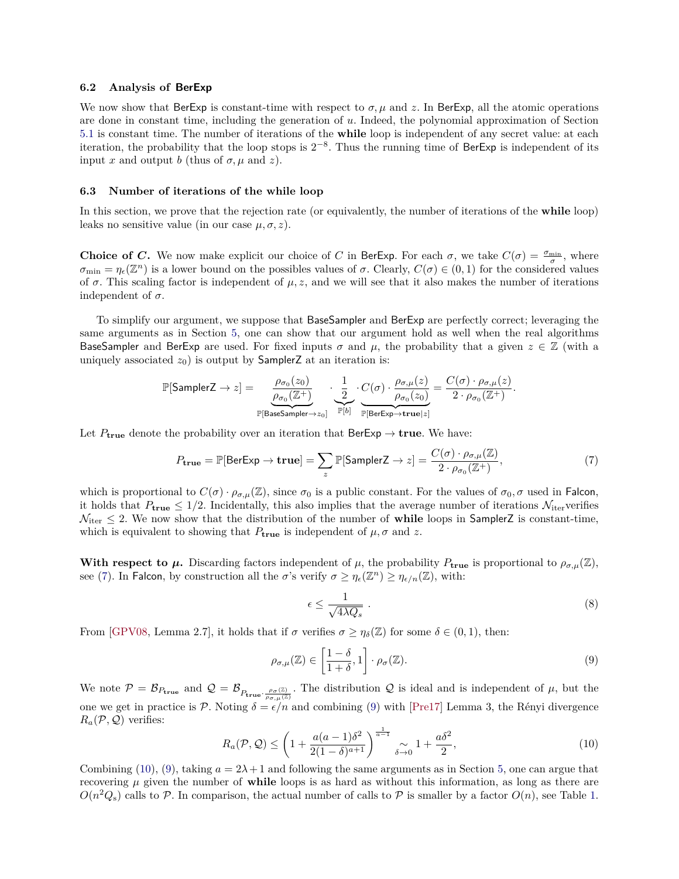### 6.2 Analysis of BerExp

We now show that BerExp is constant-time with respect to $\sigma, \mu$ and $z$. In BerExp, all the atomic operations are done in constant time, including the generation of $u$. Indeed, the polynomial approximation of Section 5.1 is constant time. The number of iterations of the **while** loop is independent of any secret value: at each iteration, the probability that the loop stops is $2^{-8}$. Thus the running time of BerExp is independent of its input $x$ and output $b$ (thus of $\sigma, \mu$ and $z$).

### 6.3 Number of iterations of the while loop

In this section, we prove that the rejection rate (or equivalently, the number of iterations of the **while** loop) leaks no sensitive value (in our case $\mu, \sigma, z$).

**Choice of $C$.** We now make explicit our choice of $C$ in BerExp. For each $\sigma$, we take $C(\sigma) = \frac{\sigma_{\min}}{\sigma}$, where $\sigma_{\min} = \eta_\epsilon(\mathbb{Z}^n)$ is a lower bound on the possibles values of $\sigma$. Clearly, $C(\sigma) \in (0, 1)$ for the considered values of $\sigma$. This scaling factor is independent of $\mu, z$, and we will see that it also makes the number of iterations independent of $\sigma$.

To simplify our argument, we suppose that BaseSampler and BerExp are perfectly correct; leveraging the same arguments as in Section 5, one can show that our argument hold as well when the real algorithms BaseSampler and BerExp are used. For fixed inputs $\sigma$ and $\mu$, the probability that a given $z \in \mathbb{Z}$ (with a uniquely associated $z_0$) is output by SamplerZ at an iteration is:

$$\mathbb{P}[\mathsf{SamplerZ} \to z] = \underbrace{\frac{\rho_{\sigma_0}(z_0)}{\rho_{\sigma_0}(\mathbb{Z}^+)}}_{\mathbb{P}[\mathsf{BaseSampler} \to z_0]} \cdot \underbrace{\frac{1}{2}}_{\mathbb{P}[b]} \cdot \underbrace{C(\sigma) \cdot \frac{\rho_{\sigma,\mu}(z)}{\rho_{\sigma_0}(z_0)}}_{\mathbb{P}[\mathsf{BerExp} \to \mathbf{true}|z]} = \frac{C(\sigma) \cdot \rho_{\sigma,\mu}(z)}{2 \cdot \rho_{\sigma_0}(\mathbb{Z}^+)}.$$

Let $P_{\mathbf{true}}$ denote the probability over an iteration that $\mathsf{BerExp} \to \mathbf{true}$. We have:

$$P_{\mathbf{true}} = \mathbb{P}[\mathsf{BerExp} \to \mathbf{true}] = \sum_z \mathbb{P}[\mathsf{SamplerZ} \to z] = \frac{C(\sigma) \cdot \rho_{\sigma,\mu}(\mathbb{Z})}{2 \cdot \rho_{\sigma_0}(\mathbb{Z}^+)}, \tag{7}$$

which is proportional to $C(\sigma) \cdot \rho_{\sigma,\mu}(\mathbb{Z})$, since $\sigma_0$ is a public constant. For the values of $\sigma_0, \sigma$ used in Falcon, it holds that $P_{\mathbf{true}} \leq 1/2$. Incidentally, this also implies that the average number of iterations $\mathcal{N}_{\text{iter}}$ verifies $\mathcal{N}_{\text{iter}} \leq 2$. We now show that the distribution of the number of **while** loops in SamplerZ is constant-time, which is equivalent to showing that $P_{\mathbf{true}}$ is independent of $\mu, \sigma$ and $z$.

**With respect to $\mu$.** Discarding factors independent of $\mu$, the probability $P_{\mathbf{true}}$ is proportional to $\rho_{\sigma,\mu}(\mathbb{Z})$, see (7). In Falcon, by construction all the $\sigma$'s verify $\sigma \geq \eta_\epsilon(\mathbb{Z}^n) \geq \eta_{\epsilon/n}(\mathbb{Z})$, with:

$$\epsilon \leq \frac{1}{\sqrt{4\lambda Q_s}} . \tag{8}$$

From [GPV08, Lemma 2.7], it holds that if $\sigma$ verifies $\sigma \geq \eta_\delta(\mathbb{Z})$ for some $\delta \in (0, 1)$, then:

$$\rho_{\sigma,\mu}(\mathbb{Z}) \in \left[\frac{1-\delta}{1+\delta}, 1\right] \cdot \rho_\sigma(\mathbb{Z}). \tag{9}$$

We note $\mathcal{P} = \mathcal{B}_{P_{\mathbf{true}}}$ and $\mathcal{Q} = \mathcal{B}_{P_{\mathbf{true}} \cdot \frac{\rho_\sigma(\mathbb{Z})}{\rho_{\sigma,\mu}(\mathbb{Z})}}$. The distribution $\mathcal{Q}$ is ideal and is independent of $\mu$, but the one we get in practice is $\mathcal{P}$. Noting $\delta = \epsilon/n$ and combining (9) with [Pre17] Lemma 3, the Rényi divergence $R_a(\mathcal{P}, \mathcal{Q})$ verifies:

$$R_a(\mathcal{P}, \mathcal{Q}) \leq \left(1 + \frac{a(a-1)\delta^2}{2(1-\delta)^{a+1}}\right)^{\frac{1}{a-1}} \underset{\delta \to 0}{\sim} 1 + \frac{a\delta^2}{2}, \tag{10}$$

Combining (10), (9), taking $a = 2\lambda + 1$ and following the same arguments as in Section 5, one can argue that recovering $\mu$ given the number of **while** loops is as hard as without this information, as long as there are $O(n^2 Q_s)$ calls to $\mathcal{P}$. In comparison, the actual number of calls to $\mathcal{P}$ is smaller by a factor $O(n)$, see Table 1.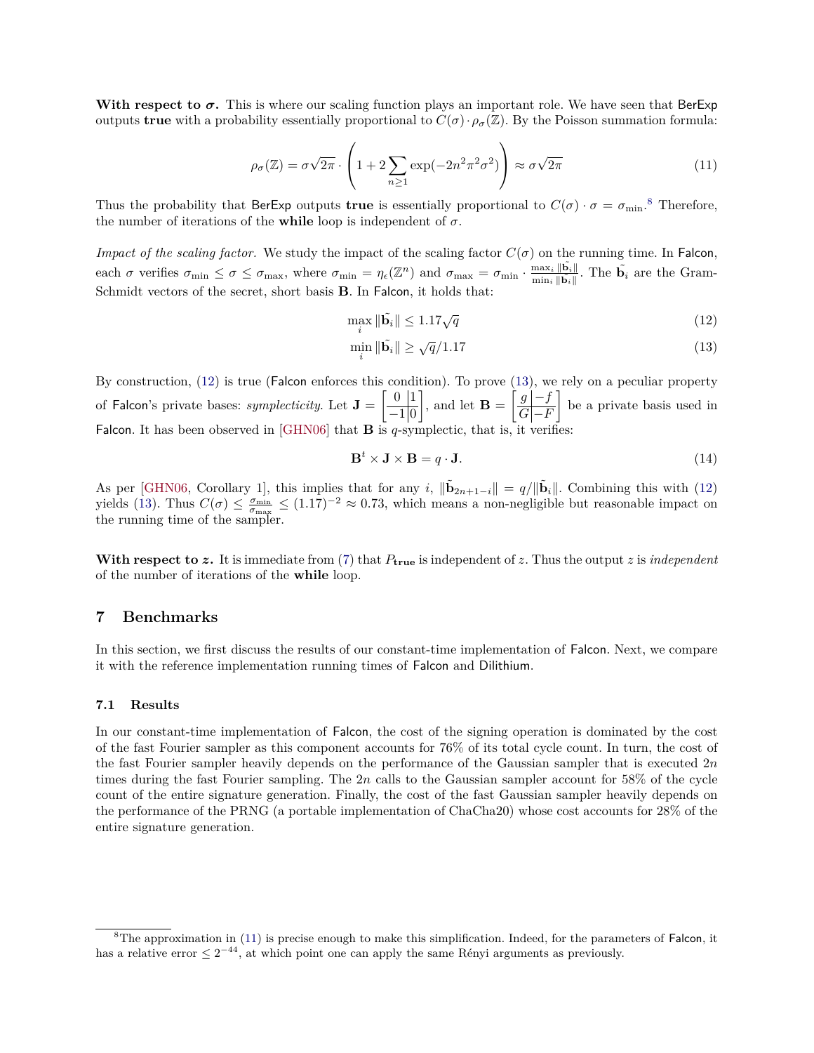**With respect to $\boldsymbol{\sigma}$.** This is where our scaling function plays an important role. We have seen that BerExp outputs **true** with a probability essentially proportional to $C(\sigma) \cdot \rho_\sigma(\mathbb{Z})$. By the Poisson summation formula:

$$\rho_\sigma(\mathbb{Z}) = \sigma\sqrt{2\pi} \cdot \left(1 + 2\sum_{n \geq 1} \exp(-2n^2\pi^2\sigma^2)\right) \approx \sigma\sqrt{2\pi} \tag{11}$$

Thus the probability that BerExp outputs **true** is essentially proportional to $C(\sigma) \cdot \sigma = \sigma_{\min}$.[8] Therefore, the number of iterations of the **while** loop is independent of $\sigma$.

*Impact of the scaling factor.* We study the impact of the scaling factor $C(\sigma)$ on the running time. In Falcon, each $\sigma$ verifies $\sigma_{\min} \leq \sigma \leq \sigma_{\max}$, where $\sigma_{\min} = \eta_\epsilon(\mathbb{Z}^n)$ and $\sigma_{\max} = \sigma_{\min} \cdot \frac{\max_i \|\tilde{\mathbf{b}}_i\|}{\min_i \|\tilde{\mathbf{b}}_i\|}$. The $\tilde{\mathbf{b}}_i$ are the Gram-Schmidt vectors of the secret, short basis $\mathbf{B}$. In Falcon, it holds that:

$$\max_i \|\tilde{\mathbf{b}}_i\| \leq 1.17\sqrt{q} \tag{12}$$

$$\min_i \|\tilde{\mathbf{b}}_i\| \geq \sqrt{q}/1.17 \tag{13}$$

By construction, (12) is true (Falcon enforces this condition). To prove (13), we rely on a peculiar property of Falcon's private bases: *symplecticity*. Let $\mathbf{J} = \left[\begin{array}{c|c} 0 & 1 \\ \hline -1 & 0 \end{array}\right]$, and let $\mathbf{B} = \left[\begin{array}{c|c} g & -f \\ \hline G & -F \end{array}\right]$ be a private basis used in Falcon. It has been observed in [GHN06] that $\mathbf{B}$ is $q$-symplectic, that is, it verifies:

$$\mathbf{B}^t \times \mathbf{J} \times \mathbf{B} = q \cdot \mathbf{J}. \tag{14}$$

As per [GHN06, Corollary 1], this implies that for any $i$, $\|\tilde{\mathbf{b}}_{2n+1-i}\| = q/\|\tilde{\mathbf{b}}_i\|$. Combining this with (12) yields (13). Thus $C(\sigma) \leq \frac{\sigma_{\min}}{\sigma_{\max}} \leq (1.17)^{-2} \approx 0.73$, which means a non-negligible but reasonable impact on the running time of the sampler.

**With respect to $z$.** It is immediate from (7) that $P_{\mathbf{true}}$ is independent of $z$. Thus the output $z$ is *independent* of the number of iterations of the **while** loop.

## 7 Benchmarks

In this section, we first discuss the results of our constant-time implementation of Falcon. Next, we compare it with the reference implementation running times of Falcon and Dilithium.

### 7.1 Results

In our constant-time implementation of Falcon, the cost of the signing operation is dominated by the cost of the fast Fourier sampler as this component accounts for 76% of its total cycle count. In turn, the cost of the fast Fourier sampler heavily depends on the performance of the Gaussian sampler that is executed $2n$ times during the fast Fourier sampling. The $2n$ calls to the Gaussian sampler account for 58% of the cycle count of the entire signature generation. Finally, the cost of the fast Gaussian sampler heavily depends on the performance of the PRNG (a portable implementation of ChaCha20) whose cost accounts for 28% of the entire signature generation.

[8] The approximation in (11) is precise enough to make this simplification. Indeed, for the parameters of Falcon, it has a relative error $\leq 2^{-44}$, at which point one can apply the same Rényi arguments as previously.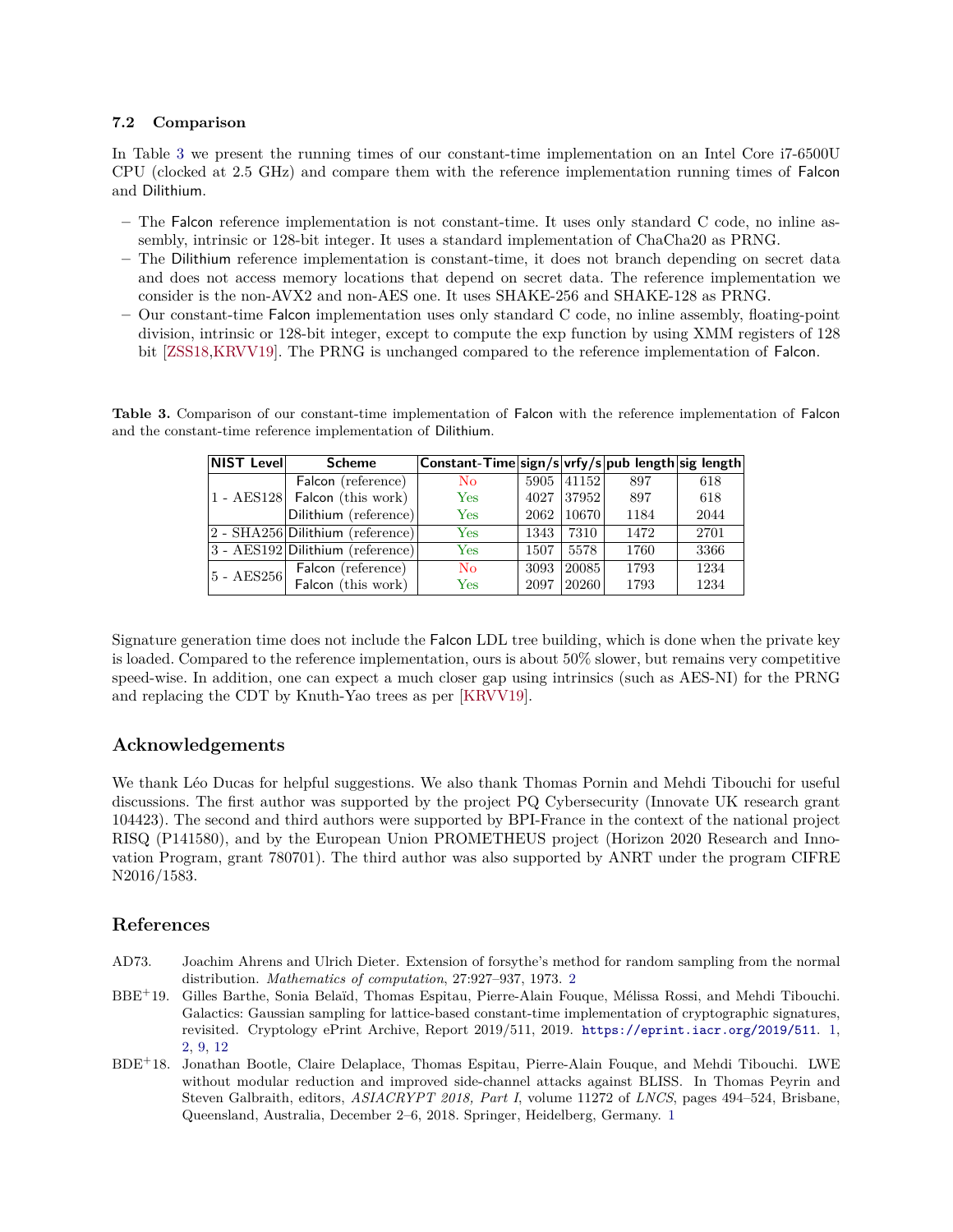### 7.2 Comparison

In Table 3 we present the running times of our constant-time implementation on an Intel Core i7-6500U CPU (clocked at 2.5 GHz) and compare them with the reference implementation running times of Falcon and Dilithium.

- The Falcon reference implementation is not constant-time. It uses only standard C code, no inline assembly, intrinsic or 128-bit integer. It uses a standard implementation of ChaCha20 as PRNG.
- The Dilithium reference implementation is constant-time, it does not branch depending on secret data and does not access memory locations that depend on secret data. The reference implementation we consider is the non-AVX2 and non-AES one. It uses SHAKE-256 and SHAKE-128 as PRNG.
- Our constant-time Falcon implementation uses only standard C code, no inline assembly, floating-point division, intrinsic or 128-bit integer, except to compute the exp function by using XMM registers of 128 bit [ZSS18,KRVV19]. The PRNG is unchanged compared to the reference implementation of Falcon.

**Table 3.** Comparison of our constant-time implementation of Falcon with the reference implementation of Falcon and the constant-time reference implementation of Dilithium.

| NIST Level | Scheme | Constant-Time | sign/s | vrfy/s | pub length | sig length |
|---|---|---|---|---|---|---|
| 1 - AES128 | Falcon (reference) | No | 5905 | 41152 | 897 | 618 |
| | Falcon (this work) | Yes | 4027 | 37952 | 897 | 618 |
| | Dilithium (reference) | Yes | 2062 | 10670 | 1184 | 2044 |
| 2 - SHA256 | Dilithium (reference) | Yes | 1343 | 7310 | 1472 | 2701 |
| 3 - AES192 | Dilithium (reference) | Yes | 1507 | 5578 | 1760 | 3366 |
| 5 - AES256 | Falcon (reference) | No | 3093 | 20085 | 1793 | 1234 |
| | Falcon (this work) | Yes | 2097 | 20260 | 1793 | 1234 |

Signature generation time does not include the Falcon LDL tree building, which is done when the private key is loaded. Compared to the reference implementation, ours is about 50% slower, but remains very competitive speed-wise. In addition, one can expect a much closer gap using intrinsics (such as AES-NI) for the PRNG and replacing the CDT by Knuth-Yao trees as per [KRVV19].

## Acknowledgements

We thank Léo Ducas for helpful suggestions. We also thank Thomas Pornin and Mehdi Tibouchi for useful discussions. The first author was supported by the project PQ Cybersecurity (Innovate UK research grant 104423). The second and third authors were supported by BPI-France in the context of the national project RISQ (P141580), and by the European Union PROMETHEUS project (Horizon 2020 Research and Innovation Program, grant 780701). The third author was also supported by ANRT under the program CIFRE N2016/1583.

## References

AD73. Joachim Ahrens and Ulrich Dieter. Extension of forsythe's method for random sampling from the normal distribution. *Mathematics of computation*, 27:927–937, 1973. 2

BBE+19. Gilles Barthe, Sonia Belaïd, Thomas Espitau, Pierre-Alain Fouque, Mélissa Rossi, and Mehdi Tibouchi. Galactics: Gaussian sampling for lattice-based constant-time implementation of cryptographic signatures, revisited. Cryptology ePrint Archive, Report 2019/511, 2019. `https://eprint.iacr.org/2019/511`. 1, 2, 9, 12

BDE+18. Jonathan Bootle, Claire Delaplace, Thomas Espitau, Pierre-Alain Fouque, and Mehdi Tibouchi. LWE without modular reduction and improved side-channel attacks against BLISS. In Thomas Peyrin and Steven Galbraith, editors, *ASIACRYPT 2018, Part I*, volume 11272 of *LNCS*, pages 494–524, Brisbane, Queensland, Australia, December 2–6, 2018. Springer, Heidelberg, Germany. 1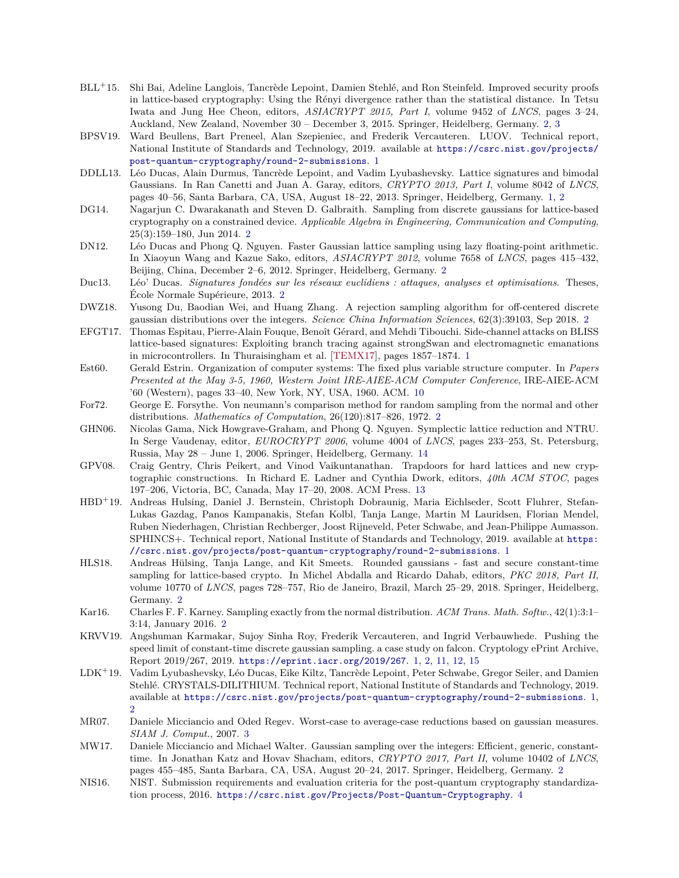BLL+15. Shi Bai, Adeline Langlois, Tancrède Lepoint, Damien Stehlé, and Ron Steinfeld. Improved security proofs in lattice-based cryptography: Using the Rényi divergence rather than the statistical distance. In Tetsu Iwata and Jung Hee Cheon, editors, *ASIACRYPT 2015, Part I*, volume 9452 of *LNCS*, pages 3–24, Auckland, New Zealand, November 30 – December 3, 2015. Springer, Heidelberg, Germany. 2, 3

BPSV19. Ward Beullens, Bart Preneel, Alan Szepieniec, and Frederik Vercauteren. LUOV. Technical report, National Institute of Standards and Technology, 2019. available at https://csrc.nist.gov/projects/post-quantum-cryptography/round-2-submissions. 1

DDLL13. Léo Ducas, Alain Durmus, Tancrède Lepoint, and Vadim Lyubashevsky. Lattice signatures and bimodal Gaussians. In Ran Canetti and Juan A. Garay, editors, *CRYPTO 2013, Part I*, volume 8042 of *LNCS*, pages 40–56, Santa Barbara, CA, USA, August 18–22, 2013. Springer, Heidelberg, Germany. 1, 2

DG14. Nagarjun C. Dwarakanath and Steven D. Galbraith. Sampling from discrete gaussians for lattice-based cryptography on a constrained device. *Applicable Algebra in Engineering, Communication and Computing*, 25(3):159–180, Jun 2014. 2

DN12. Léo Ducas and Phong Q. Nguyen. Faster Gaussian lattice sampling using lazy floating-point arithmetic. In Xiaoyun Wang and Kazue Sako, editors, *ASIACRYPT 2012*, volume 7658 of *LNCS*, pages 415–432, Beijing, China, December 2–6, 2012. Springer, Heidelberg, Germany. 2

Duc13. Léo' Ducas. *Signatures fondées sur les réseaux euclidiens : attaques, analyses et optimisations*. Theses, École Normale Supérieure, 2013. 2

DWZ18. Yusong Du, Baodian Wei, and Huang Zhang. A rejection sampling algorithm for off-centered discrete gaussian distributions over the integers. *Science China Information Sciences*, 62(3):39103, Sep 2018. 2

EFGT17. Thomas Espitau, Pierre-Alain Fouque, Benoît Gérard, and Mehdi Tibouchi. Side-channel attacks on BLISS lattice-based signatures: Exploiting branch tracing against strongSwan and electromagnetic emanations in microcontrollers. In Thuraisingham et al. [TEMX17], pages 1857–1874. 1

Est60. Gerald Estrin. Organization of computer systems: The fixed plus variable structure computer. In *Papers Presented at the May 3-5, 1960, Western Joint IRE-AIEE-ACM Computer Conference*, IRE-AIEE-ACM '60 (Western), pages 33–40, New York, NY, USA, 1960. ACM. 10

For72. George E. Forsythe. Von neumann's comparison method for random sampling from the normal and other distributions. *Mathematics of Computation*, 26(120):817–826, 1972. 2

GHN06. Nicolas Gama, Nick Howgrave-Graham, and Phong Q. Nguyen. Symplectic lattice reduction and NTRU. In Serge Vaudenay, editor, *EUROCRYPT 2006*, volume 4004 of *LNCS*, pages 233–253, St. Petersburg, Russia, May 28 – June 1, 2006. Springer, Heidelberg, Germany. 14

GPV08. Craig Gentry, Chris Peikert, and Vinod Vaikuntanathan. Trapdoors for hard lattices and new cryptographic constructions. In Richard E. Ladner and Cynthia Dwork, editors, *40th ACM STOC*, pages 197–206, Victoria, BC, Canada, May 17–20, 2008. ACM Press. 13

HBD+19. Andreas Hulsing, Daniel J. Bernstein, Christoph Dobraunig, Maria Eichlseder, Scott Fluhrer, Stefan-Lukas Gazdag, Panos Kampanakis, Stefan Kolbl, Tanja Lange, Martin M Lauridsen, Florian Mendel, Ruben Niederhagen, Christian Rechberger, Joost Rijneveld, Peter Schwabe, and Jean-Philippe Aumasson. SPHINCS+. Technical report, National Institute of Standards and Technology, 2019. available at https://csrc.nist.gov/projects/post-quantum-cryptography/round-2-submissions. 1

HLS18. Andreas Hülsing, Tanja Lange, and Kit Smeets. Rounded gaussians - fast and secure constant-time sampling for lattice-based crypto. In Michel Abdalla and Ricardo Dahab, editors, *PKC 2018, Part II*, volume 10770 of *LNCS*, pages 728–757, Rio de Janeiro, Brazil, March 25–29, 2018. Springer, Heidelberg, Germany. 2

Kar16. Charles F. F. Karney. Sampling exactly from the normal distribution. *ACM Trans. Math. Softw.*, 42(1):3:1–3:14, January 2016. 2

KRVV19. Angshuman Karmakar, Sujoy Sinha Roy, Frederik Vercauteren, and Ingrid Verbauwhede. Pushing the speed limit of constant-time discrete gaussian sampling. a case study on falcon. Cryptology ePrint Archive, Report 2019/267, 2019. https://eprint.iacr.org/2019/267. 1, 2, 11, 12, 15

LDK+19. Vadim Lyubashevsky, Léo Ducas, Eike Kiltz, Tancrède Lepoint, Peter Schwabe, Gregor Seiler, and Damien Stehlé. CRYSTALS-DILITHIUM. Technical report, National Institute of Standards and Technology, 2019. available at https://csrc.nist.gov/projects/post-quantum-cryptography/round-2-submissions. 1, 2

MR07. Daniele Micciancio and Oded Regev. Worst-case to average-case reductions based on gaussian measures. *SIAM J. Comput.*, 2007. 3

MW17. Daniele Micciancio and Michael Walter. Gaussian sampling over the integers: Efficient, generic, constant-time. In Jonathan Katz and Hovav Shacham, editors, *CRYPTO 2017, Part II*, volume 10402 of *LNCS*, pages 455–485, Santa Barbara, CA, USA, August 20–24, 2017. Springer, Heidelberg, Germany. 2

NIS16. NIST. Submission requirements and evaluation criteria for the post-quantum cryptography standardization process, 2016. https://csrc.nist.gov/Projects/Post-Quantum-Cryptography. 4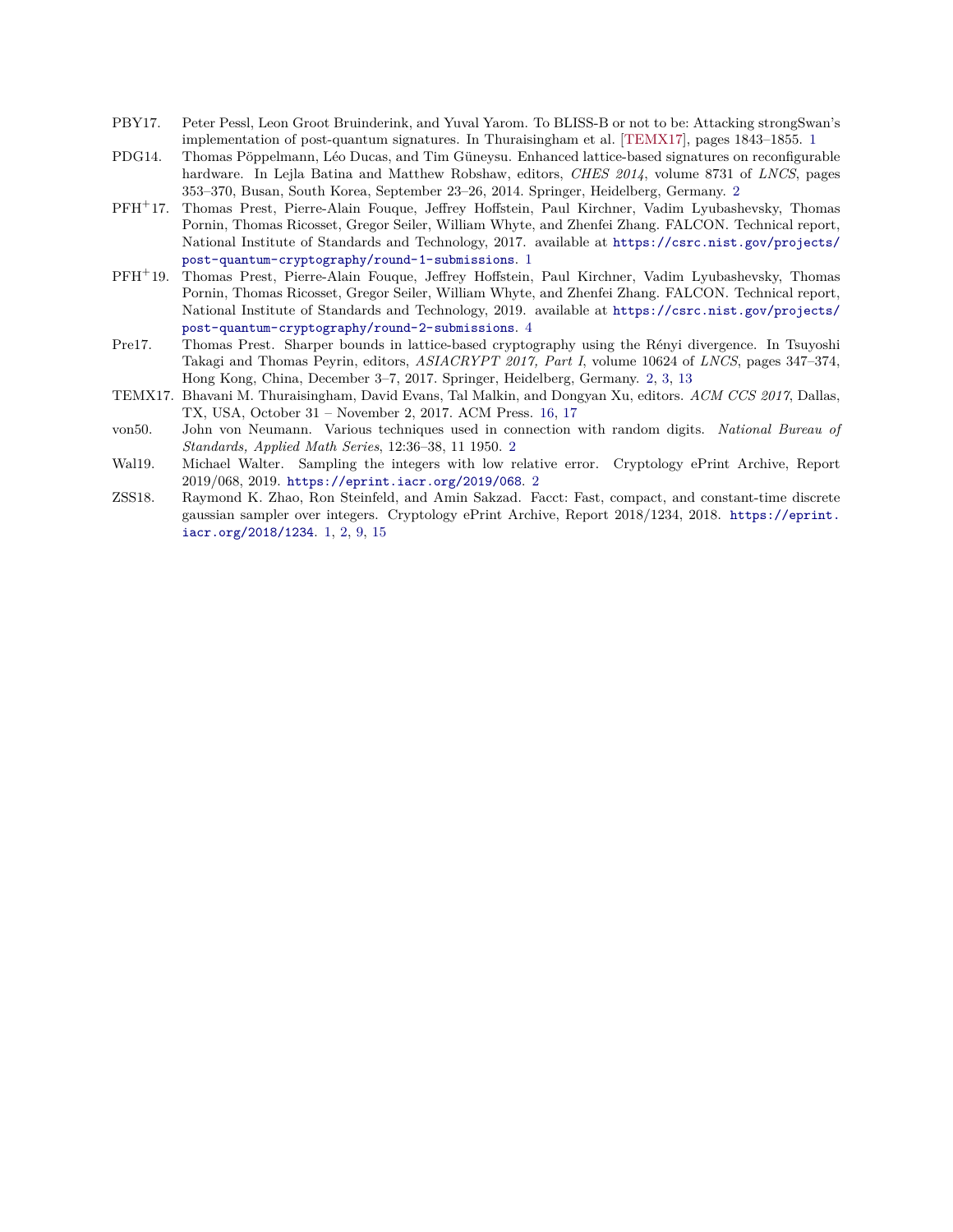PBY17. Peter Pessl, Leon Groot Bruinderink, and Yuval Yarom. To BLISS-B or not to be: Attacking strongSwan's implementation of post-quantum signatures. In Thuraisingham et al. [TEMX17], pages 1843–1855. 1

PDG14. Thomas Pöppelmann, Léo Ducas, and Tim Güneysu. Enhanced lattice-based signatures on reconfigurable hardware. In Lejla Batina and Matthew Robshaw, editors, *CHES 2014*, volume 8731 of *LNCS*, pages 353–370, Busan, South Korea, September 23–26, 2014. Springer, Heidelberg, Germany. 2

PFH+17. Thomas Prest, Pierre-Alain Fouque, Jeffrey Hoffstein, Paul Kirchner, Vadim Lyubashevsky, Thomas Pornin, Thomas Ricosset, Gregor Seiler, William Whyte, and Zhenfei Zhang. FALCON. Technical report, National Institute of Standards and Technology, 2017. available at `https://csrc.nist.gov/projects/post-quantum-cryptography/round-1-submissions`. 1

PFH+19. Thomas Prest, Pierre-Alain Fouque, Jeffrey Hoffstein, Paul Kirchner, Vadim Lyubashevsky, Thomas Pornin, Thomas Ricosset, Gregor Seiler, William Whyte, and Zhenfei Zhang. FALCON. Technical report, National Institute of Standards and Technology, 2019. available at `https://csrc.nist.gov/projects/post-quantum-cryptography/round-2-submissions`. 4

Pre17. Thomas Prest. Sharper bounds in lattice-based cryptography using the Rényi divergence. In Tsuyoshi Takagi and Thomas Peyrin, editors, *ASIACRYPT 2017, Part I*, volume 10624 of *LNCS*, pages 347–374, Hong Kong, China, December 3–7, 2017. Springer, Heidelberg, Germany. 2, 3, 13

TEMX17. Bhavani M. Thuraisingham, David Evans, Tal Malkin, and Dongyan Xu, editors. *ACM CCS 2017*, Dallas, TX, USA, October 31 – November 2, 2017. ACM Press. 16, 17

von50. John von Neumann. Various techniques used in connection with random digits. *National Bureau of Standards, Applied Math Series*, 12:36–38, 11 1950. 2

Wal19. Michael Walter. Sampling the integers with low relative error. Cryptology ePrint Archive, Report 2019/068, 2019. `https://eprint.iacr.org/2019/068`. 2

ZSS18. Raymond K. Zhao, Ron Steinfeld, and Amin Sakzad. Facct: Fast, compact, and constant-time discrete gaussian sampler over integers. Cryptology ePrint Archive, Report 2018/1234, 2018. `https://eprint.iacr.org/2018/1234`. 1, 2, 9, 15